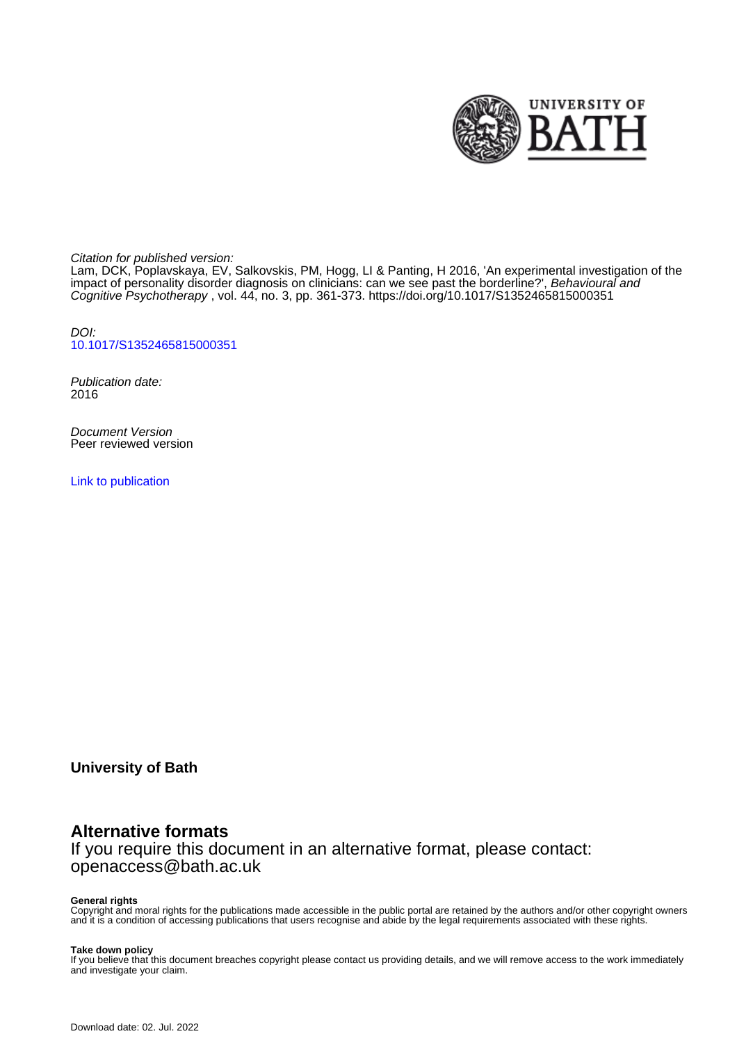Citation for published version:
Lam, DCK, Poplavskaya, EV, Salkovskis, PM, Hogg, LI & Panting, H 2016, 'An experimental investigation of the impact of personality disorder diagnosis on clinicians: can we see past the borderline?', *Behavioural and Cognitive Psychotherapy* , vol. 44, no. 3, pp. 361-373. https://doi.org/10.1017/S1352465815000351

DOI:
10.1017/S1352465815000351

Publication date:
2016

Document Version
Peer reviewed version

Link to publication

**University of Bath**

## Alternative formats

If you require this document in an alternative format, please contact:
openaccess@bath.ac.uk

**General rights**
Copyright and moral rights for the publications made accessible in the public portal are retained by the authors and/or other copyright owners and it is a condition of accessing publications that users recognise and abide by the legal requirements associated with these rights.

**Take down policy**
If you believe that this document breaches copyright please contact us providing details, and we will remove access to the work immediately and investigate your claim.

Download date: 02. Jul. 2022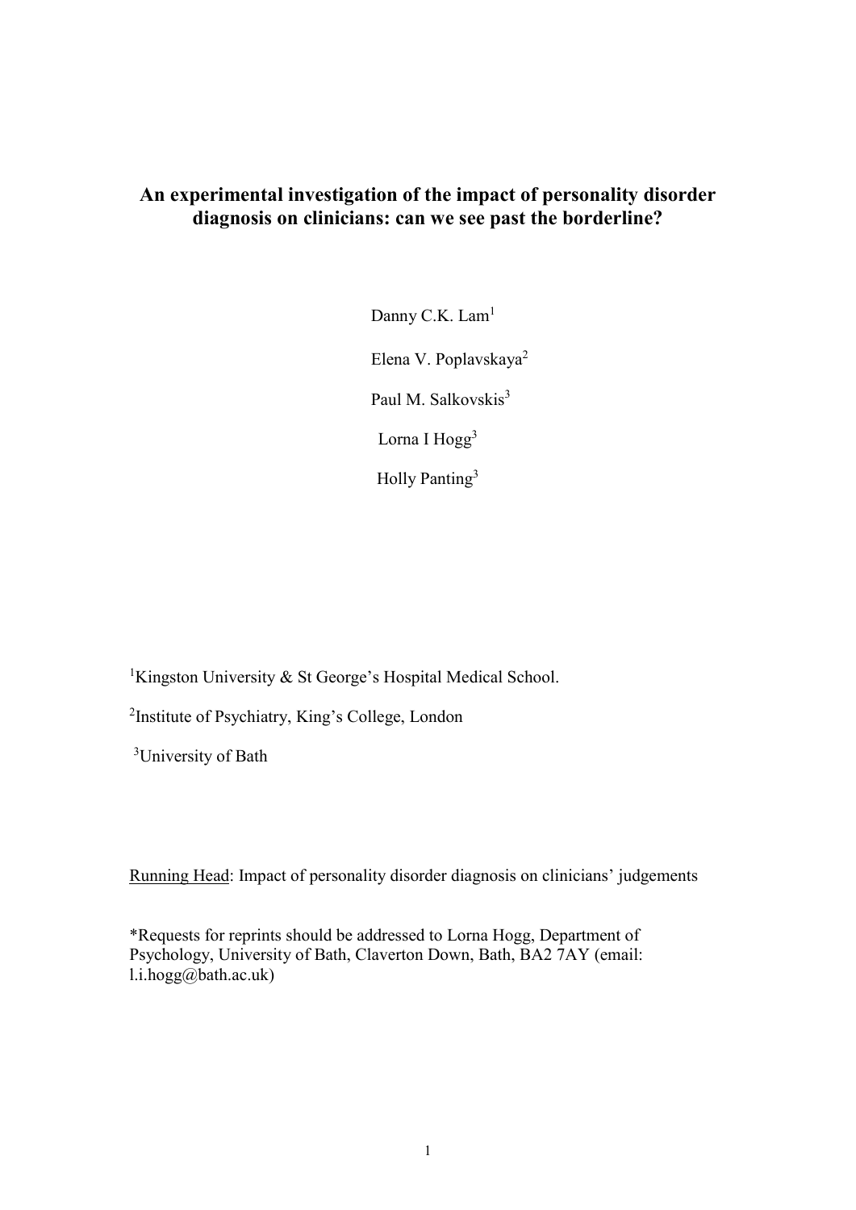# An experimental investigation of the impact of personality disorder diagnosis on clinicians: can we see past the borderline?

Danny C.K. Lam[1]

Elena V. Poplavskaya[2]

Paul M. Salkovskis[3]

Lorna I Hogg[3]

Holly Panting[3]

[1]Kingston University & St George's Hospital Medical School.

[2]Institute of Psychiatry, King's College, London

[3]University of Bath

Running Head: Impact of personality disorder diagnosis on clinicians' judgements

*Requests for reprints should be addressed to Lorna Hogg, Department of Psychology, University of Bath, Claverton Down, Bath, BA2 7AY (email: l.i.hogg@bath.ac.uk)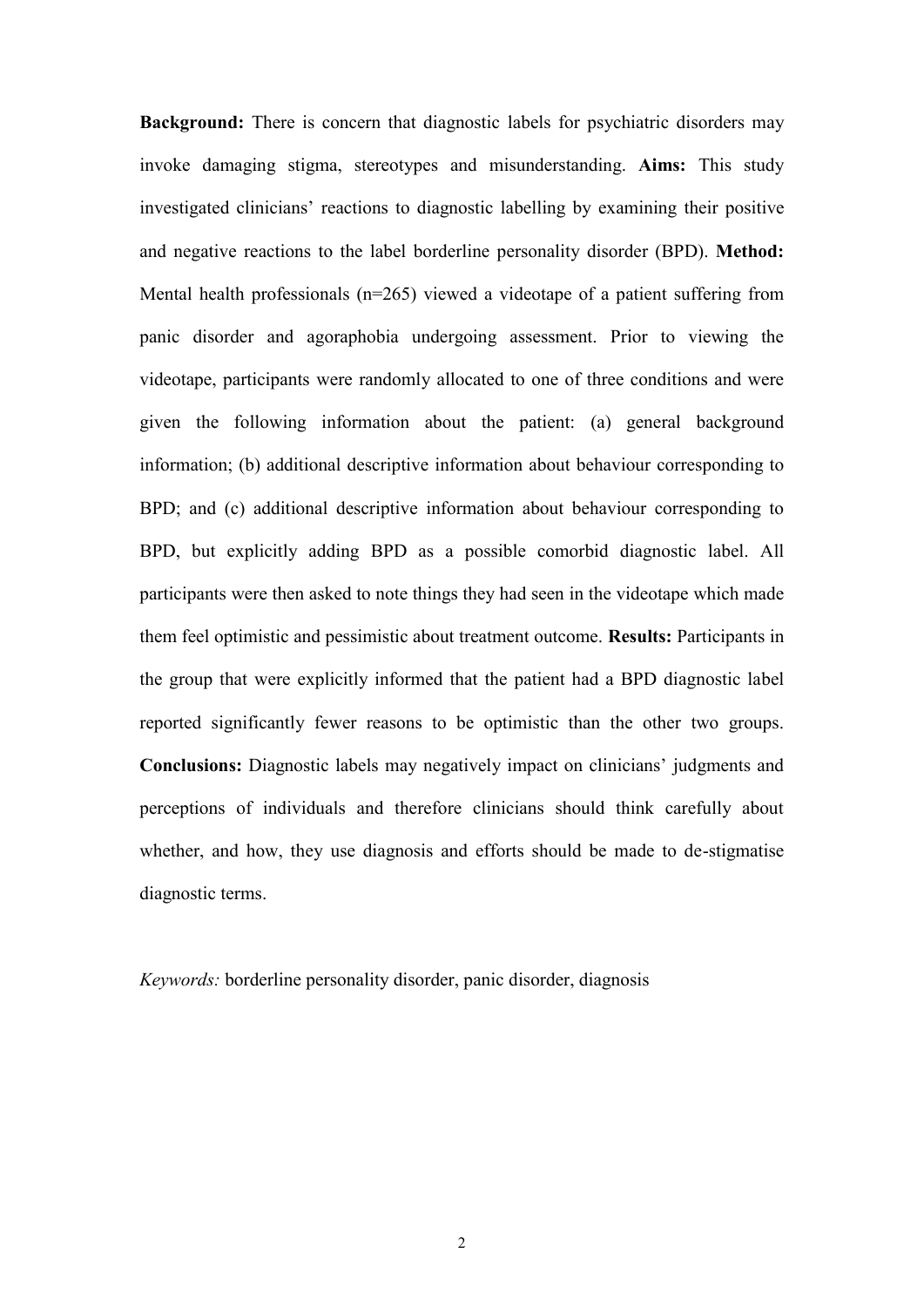**Background:** There is concern that diagnostic labels for psychiatric disorders may invoke damaging stigma, stereotypes and misunderstanding. **Aims:** This study investigated clinicians' reactions to diagnostic labelling by examining their positive and negative reactions to the label borderline personality disorder (BPD). **Method:** Mental health professionals (n=265) viewed a videotape of a patient suffering from panic disorder and agoraphobia undergoing assessment. Prior to viewing the videotape, participants were randomly allocated to one of three conditions and were given the following information about the patient: (a) general background information; (b) additional descriptive information about behaviour corresponding to BPD; and (c) additional descriptive information about behaviour corresponding to BPD, but explicitly adding BPD as a possible comorbid diagnostic label. All participants were then asked to note things they had seen in the videotape which made them feel optimistic and pessimistic about treatment outcome. **Results:** Participants in the group that were explicitly informed that the patient had a BPD diagnostic label reported significantly fewer reasons to be optimistic than the other two groups. **Conclusions:** Diagnostic labels may negatively impact on clinicians' judgments and perceptions of individuals and therefore clinicians should think carefully about whether, and how, they use diagnosis and efforts should be made to de-stigmatise diagnostic terms.

*Keywords:* borderline personality disorder, panic disorder, diagnosis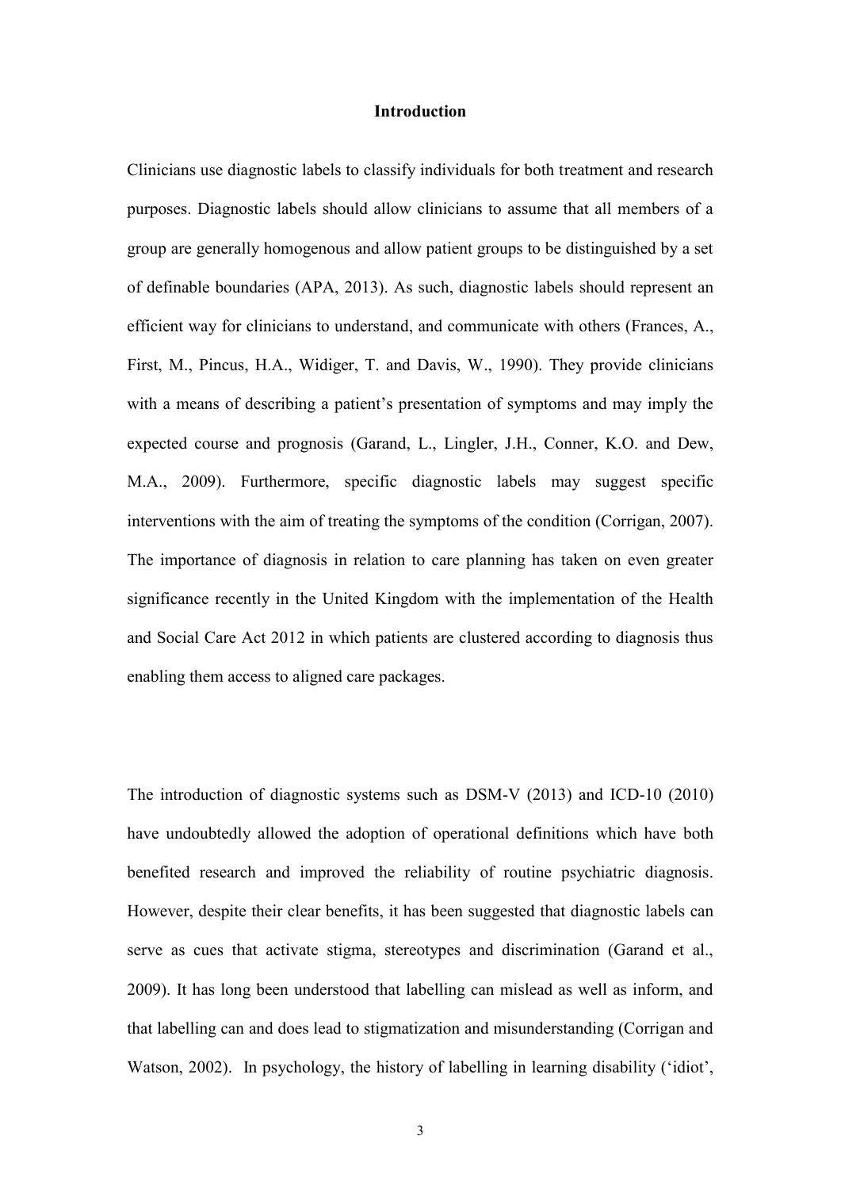# Introduction

Clinicians use diagnostic labels to classify individuals for both treatment and research purposes. Diagnostic labels should allow clinicians to assume that all members of a group are generally homogenous and allow patient groups to be distinguished by a set of definable boundaries (APA, 2013). As such, diagnostic labels should represent an efficient way for clinicians to understand, and communicate with others (Frances, A., First, M., Pincus, H.A., Widiger, T. and Davis, W., 1990). They provide clinicians with a means of describing a patient's presentation of symptoms and may imply the expected course and prognosis (Garand, L., Lingler, J.H., Conner, K.O. and Dew, M.A., 2009). Furthermore, specific diagnostic labels may suggest specific interventions with the aim of treating the symptoms of the condition (Corrigan, 2007). The importance of diagnosis in relation to care planning has taken on even greater significance recently in the United Kingdom with the implementation of the Health and Social Care Act 2012 in which patients are clustered according to diagnosis thus enabling them access to aligned care packages.

The introduction of diagnostic systems such as DSM-V (2013) and ICD-10 (2010) have undoubtedly allowed the adoption of operational definitions which have both benefited research and improved the reliability of routine psychiatric diagnosis. However, despite their clear benefits, it has been suggested that diagnostic labels can serve as cues that activate stigma, stereotypes and discrimination (Garand et al., 2009). It has long been understood that labelling can mislead as well as inform, and that labelling can and does lead to stigmatization and misunderstanding (Corrigan and Watson, 2002). In psychology, the history of labelling in learning disability ('idiot',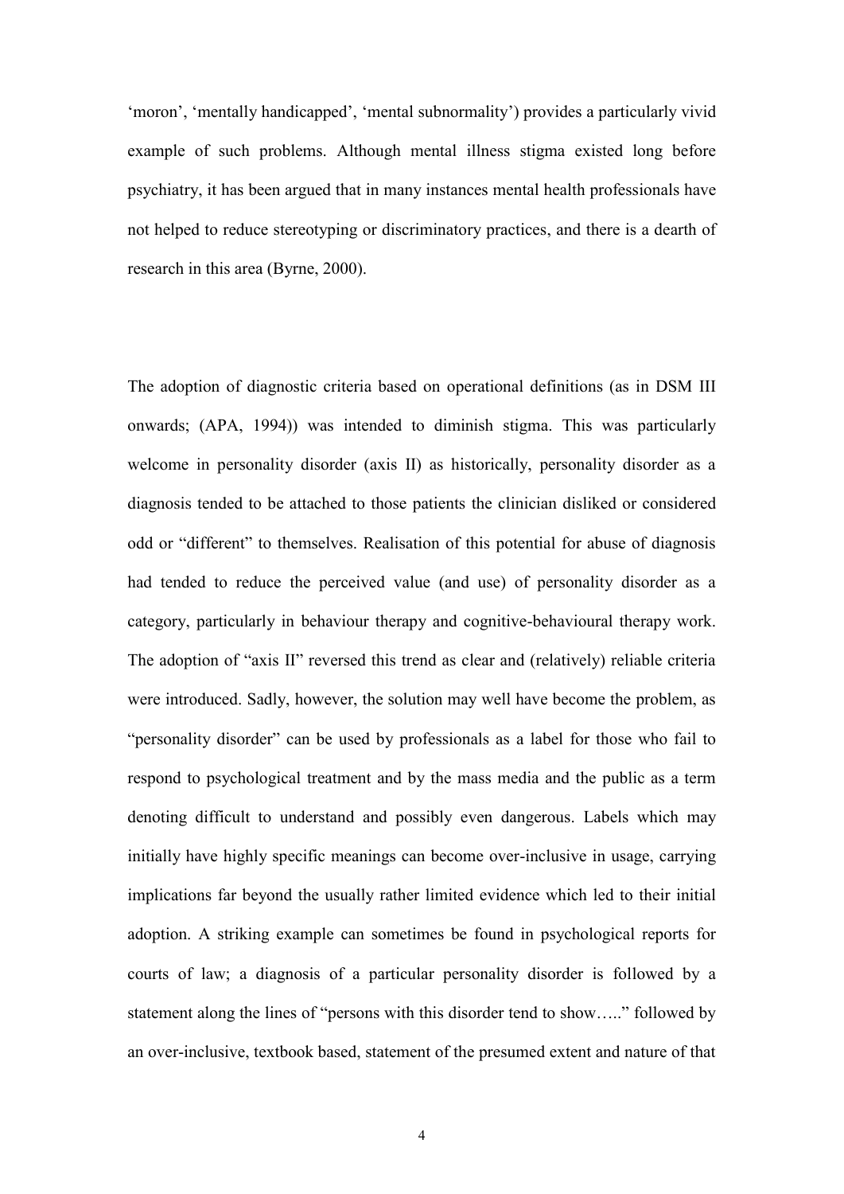'moron', 'mentally handicapped', 'mental subnormality') provides a particularly vivid example of such problems. Although mental illness stigma existed long before psychiatry, it has been argued that in many instances mental health professionals have not helped to reduce stereotyping or discriminatory practices, and there is a dearth of research in this area (Byrne, 2000).

The adoption of diagnostic criteria based on operational definitions (as in DSM III onwards; (APA, 1994)) was intended to diminish stigma. This was particularly welcome in personality disorder (axis II) as historically, personality disorder as a diagnosis tended to be attached to those patients the clinician disliked or considered odd or "different" to themselves. Realisation of this potential for abuse of diagnosis had tended to reduce the perceived value (and use) of personality disorder as a category, particularly in behaviour therapy and cognitive-behavioural therapy work. The adoption of "axis II" reversed this trend as clear and (relatively) reliable criteria were introduced. Sadly, however, the solution may well have become the problem, as "personality disorder" can be used by professionals as a label for those who fail to respond to psychological treatment and by the mass media and the public as a term denoting difficult to understand and possibly even dangerous. Labels which may initially have highly specific meanings can become over-inclusive in usage, carrying implications far beyond the usually rather limited evidence which led to their initial adoption. A striking example can sometimes be found in psychological reports for courts of law; a diagnosis of a particular personality disorder is followed by a statement along the lines of "persons with this disorder tend to show….." followed by an over-inclusive, textbook based, statement of the presumed extent and nature of that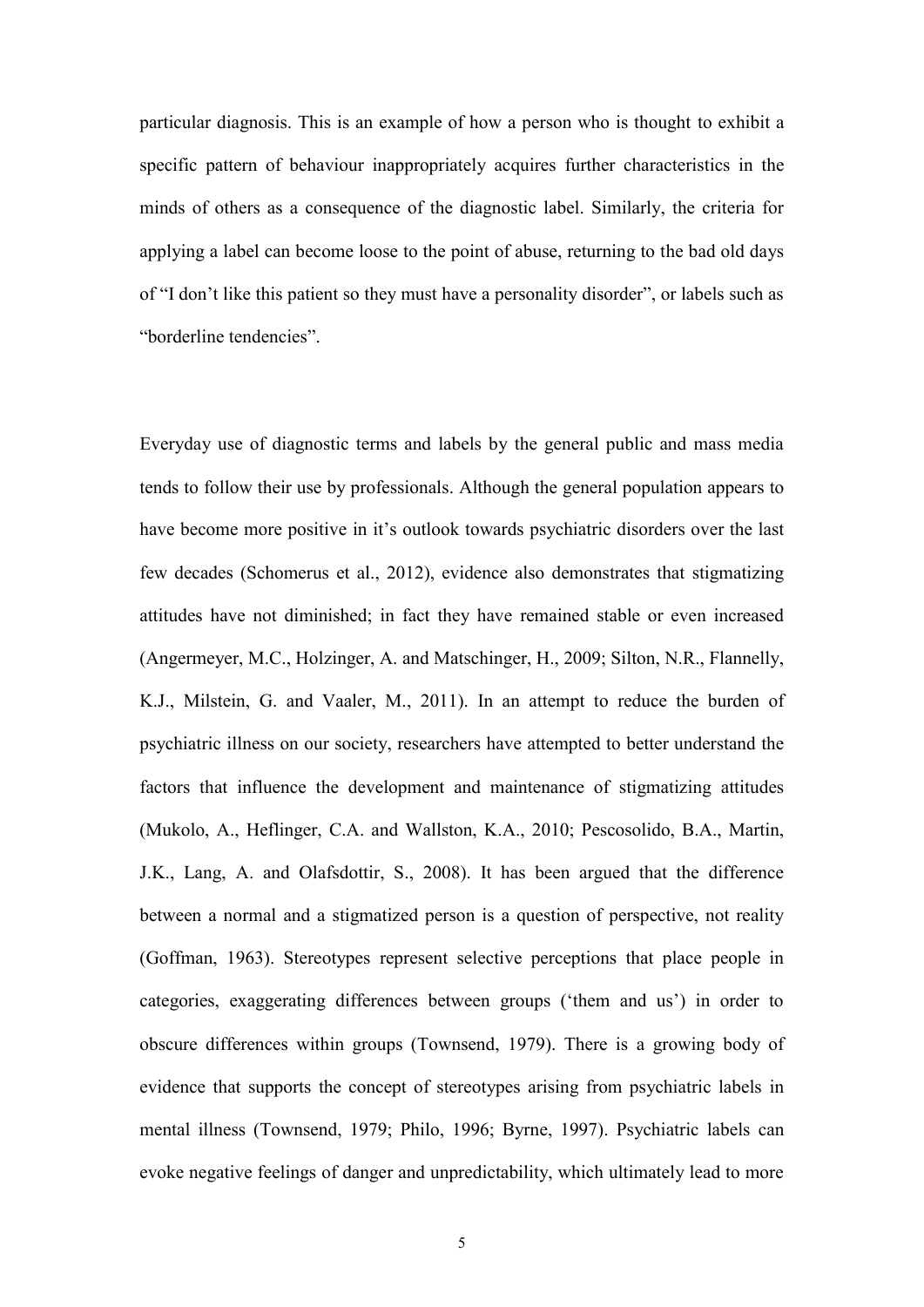particular diagnosis. This is an example of how a person who is thought to exhibit a specific pattern of behaviour inappropriately acquires further characteristics in the minds of others as a consequence of the diagnostic label. Similarly, the criteria for applying a label can become loose to the point of abuse, returning to the bad old days of "I don't like this patient so they must have a personality disorder", or labels such as "borderline tendencies".

Everyday use of diagnostic terms and labels by the general public and mass media tends to follow their use by professionals. Although the general population appears to have become more positive in it's outlook towards psychiatric disorders over the last few decades (Schomerus et al., 2012), evidence also demonstrates that stigmatizing attitudes have not diminished; in fact they have remained stable or even increased (Angermeyer, M.C., Holzinger, A. and Matschinger, H., 2009; Silton, N.R., Flannelly, K.J., Milstein, G. and Vaaler, M., 2011). In an attempt to reduce the burden of psychiatric illness on our society, researchers have attempted to better understand the factors that influence the development and maintenance of stigmatizing attitudes (Mukolo, A., Heflinger, C.A. and Wallston, K.A., 2010; Pescosolido, B.A., Martin, J.K., Lang, A. and Olafsdottir, S., 2008). It has been argued that the difference between a normal and a stigmatized person is a question of perspective, not reality (Goffman, 1963). Stereotypes represent selective perceptions that place people in categories, exaggerating differences between groups ('them and us') in order to obscure differences within groups (Townsend, 1979). There is a growing body of evidence that supports the concept of stereotypes arising from psychiatric labels in mental illness (Townsend, 1979; Philo, 1996; Byrne, 1997). Psychiatric labels can evoke negative feelings of danger and unpredictability, which ultimately lead to more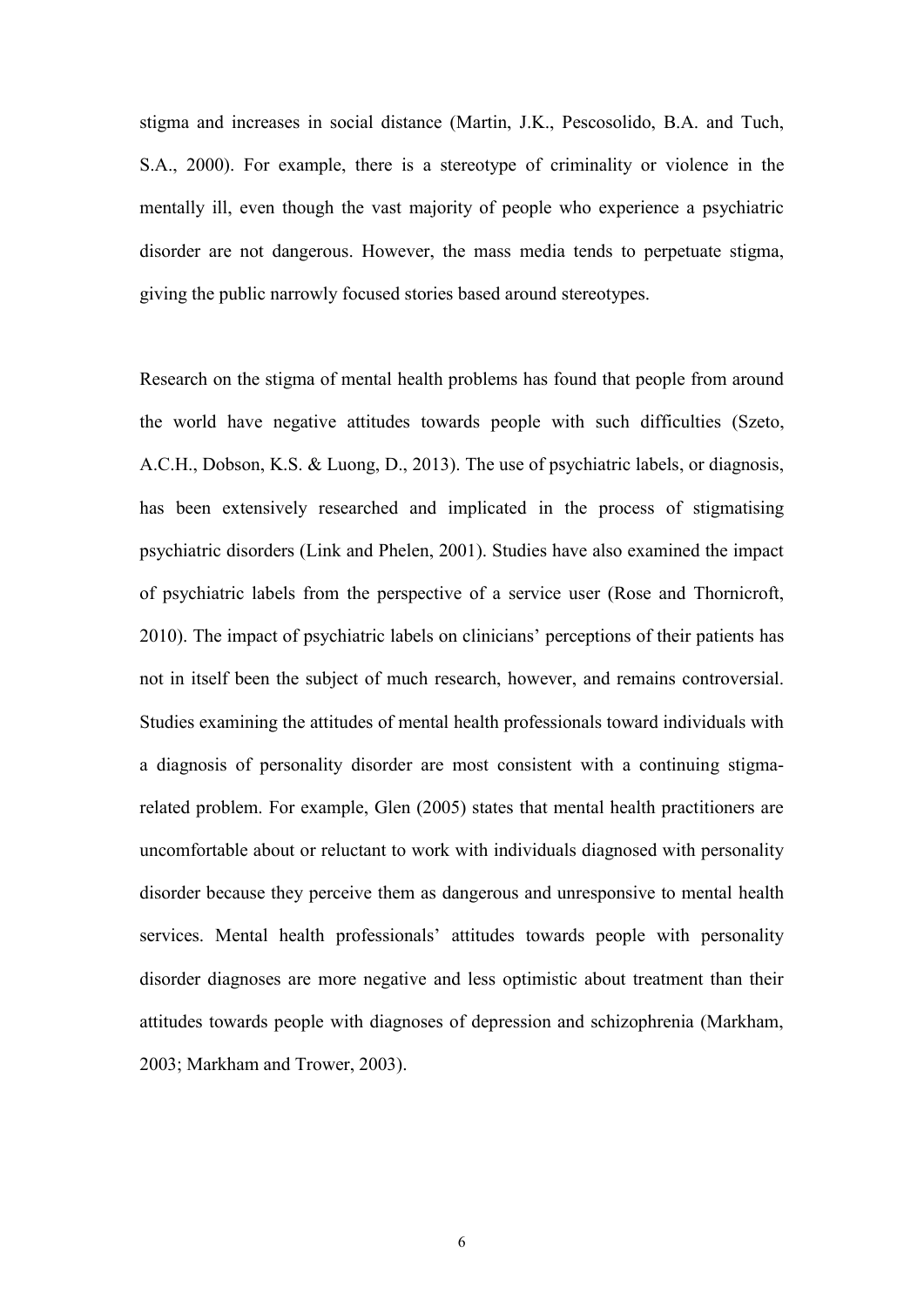stigma and increases in social distance (Martin, J.K., Pescosolido, B.A. and Tuch, S.A., 2000). For example, there is a stereotype of criminality or violence in the mentally ill, even though the vast majority of people who experience a psychiatric disorder are not dangerous. However, the mass media tends to perpetuate stigma, giving the public narrowly focused stories based around stereotypes.

Research on the stigma of mental health problems has found that people from around the world have negative attitudes towards people with such difficulties (Szeto, A.C.H., Dobson, K.S. & Luong, D., 2013). The use of psychiatric labels, or diagnosis, has been extensively researched and implicated in the process of stigmatising psychiatric disorders (Link and Phelen, 2001). Studies have also examined the impact of psychiatric labels from the perspective of a service user (Rose and Thornicroft, 2010). The impact of psychiatric labels on clinicians' perceptions of their patients has not in itself been the subject of much research, however, and remains controversial. Studies examining the attitudes of mental health professionals toward individuals with a diagnosis of personality disorder are most consistent with a continuing stigma-related problem. For example, Glen (2005) states that mental health practitioners are uncomfortable about or reluctant to work with individuals diagnosed with personality disorder because they perceive them as dangerous and unresponsive to mental health services. Mental health professionals' attitudes towards people with personality disorder diagnoses are more negative and less optimistic about treatment than their attitudes towards people with diagnoses of depression and schizophrenia (Markham, 2003; Markham and Trower, 2003).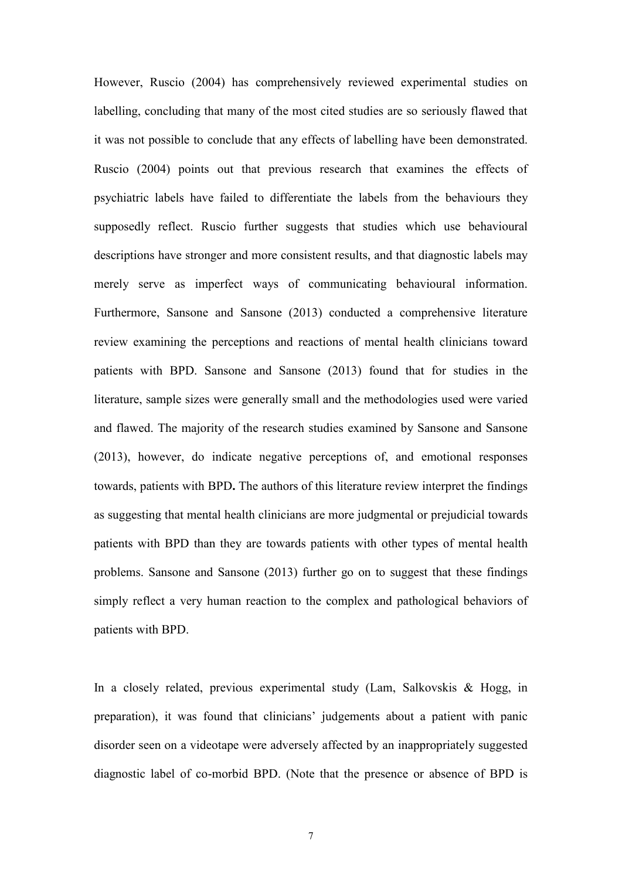However, Ruscio (2004) has comprehensively reviewed experimental studies on labelling, concluding that many of the most cited studies are so seriously flawed that it was not possible to conclude that any effects of labelling have been demonstrated. Ruscio (2004) points out that previous research that examines the effects of psychiatric labels have failed to differentiate the labels from the behaviours they supposedly reflect. Ruscio further suggests that studies which use behavioural descriptions have stronger and more consistent results, and that diagnostic labels may merely serve as imperfect ways of communicating behavioural information. Furthermore, Sansone and Sansone (2013) conducted a comprehensive literature review examining the perceptions and reactions of mental health clinicians toward patients with BPD. Sansone and Sansone (2013) found that for studies in the literature, sample sizes were generally small and the methodologies used were varied and flawed. The majority of the research studies examined by Sansone and Sansone (2013), however, do indicate negative perceptions of, and emotional responses towards, patients with BPD**.** The authors of this literature review interpret the findings as suggesting that mental health clinicians are more judgmental or prejudicial towards patients with BPD than they are towards patients with other types of mental health problems. Sansone and Sansone (2013) further go on to suggest that these findings simply reflect a very human reaction to the complex and pathological behaviors of patients with BPD.

In a closely related, previous experimental study (Lam, Salkovskis & Hogg, in preparation), it was found that clinicians' judgements about a patient with panic disorder seen on a videotape were adversely affected by an inappropriately suggested diagnostic label of co-morbid BPD. (Note that the presence or absence of BPD is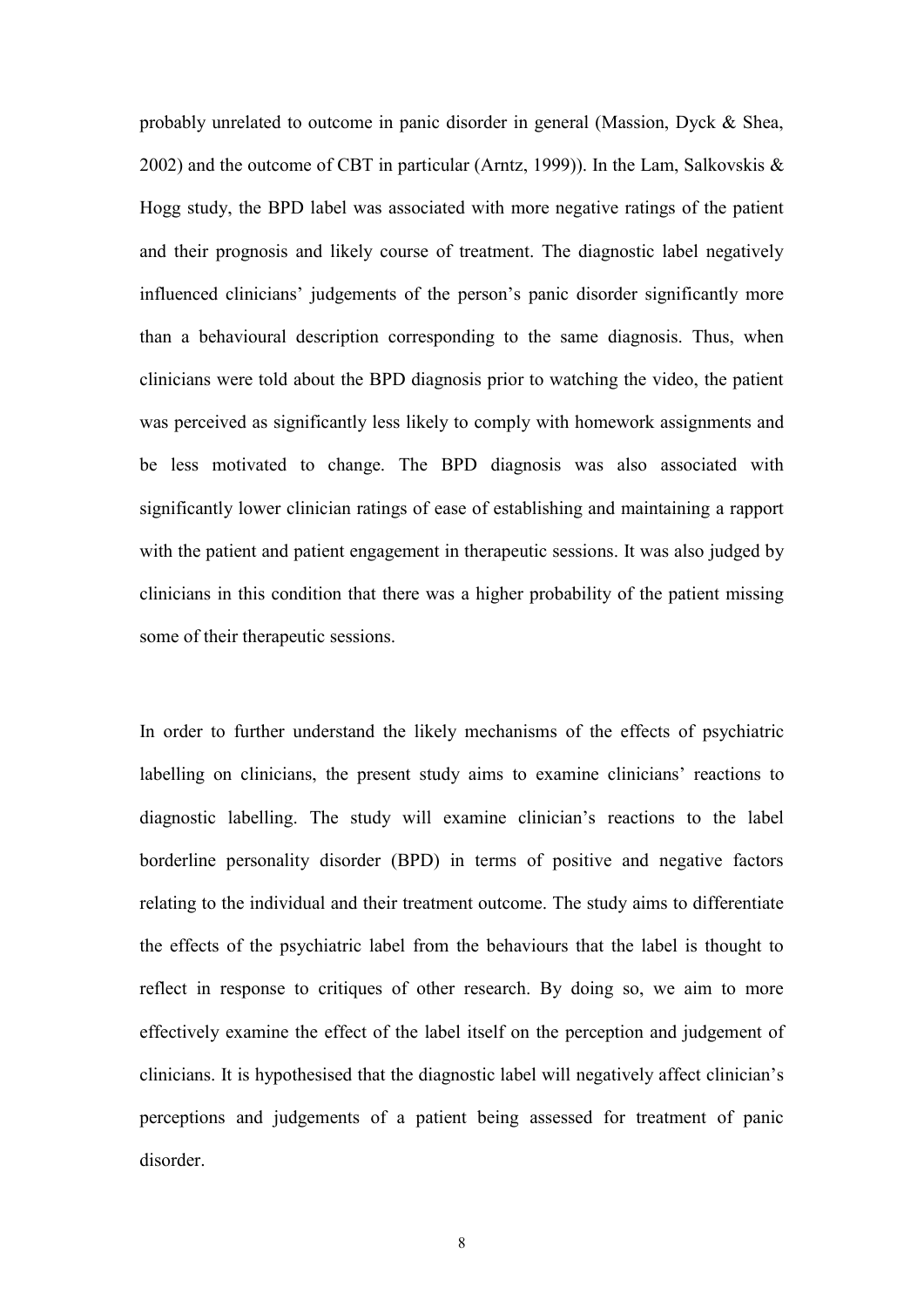probably unrelated to outcome in panic disorder in general (Massion, Dyck & Shea, 2002) and the outcome of CBT in particular (Arntz, 1999)). In the Lam, Salkovskis & Hogg study, the BPD label was associated with more negative ratings of the patient and their prognosis and likely course of treatment. The diagnostic label negatively influenced clinicians' judgements of the person's panic disorder significantly more than a behavioural description corresponding to the same diagnosis. Thus, when clinicians were told about the BPD diagnosis prior to watching the video, the patient was perceived as significantly less likely to comply with homework assignments and be less motivated to change. The BPD diagnosis was also associated with significantly lower clinician ratings of ease of establishing and maintaining a rapport with the patient and patient engagement in therapeutic sessions. It was also judged by clinicians in this condition that there was a higher probability of the patient missing some of their therapeutic sessions.

In order to further understand the likely mechanisms of the effects of psychiatric labelling on clinicians, the present study aims to examine clinicians' reactions to diagnostic labelling. The study will examine clinician's reactions to the label borderline personality disorder (BPD) in terms of positive and negative factors relating to the individual and their treatment outcome. The study aims to differentiate the effects of the psychiatric label from the behaviours that the label is thought to reflect in response to critiques of other research. By doing so, we aim to more effectively examine the effect of the label itself on the perception and judgement of clinicians. It is hypothesised that the diagnostic label will negatively affect clinician's perceptions and judgements of a patient being assessed for treatment of panic disorder.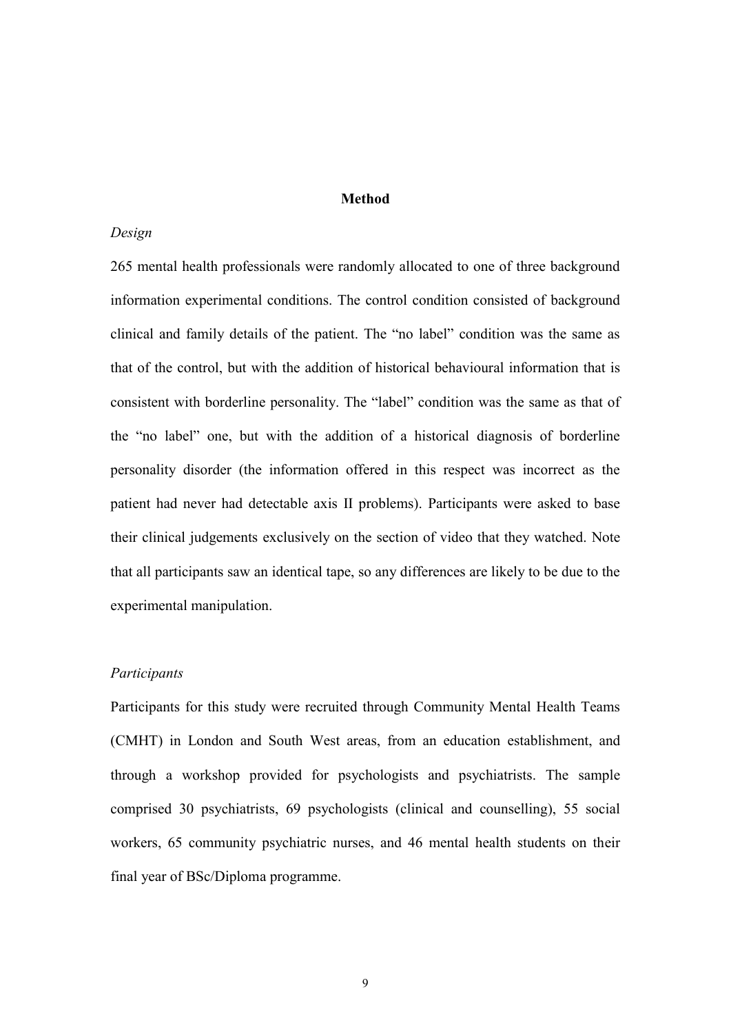## Method

### *Design*

265 mental health professionals were randomly allocated to one of three background information experimental conditions. The control condition consisted of background clinical and family details of the patient. The "no label" condition was the same as that of the control, but with the addition of historical behavioural information that is consistent with borderline personality. The "label" condition was the same as that of the "no label" one, but with the addition of a historical diagnosis of borderline personality disorder (the information offered in this respect was incorrect as the patient had never had detectable axis II problems). Participants were asked to base their clinical judgements exclusively on the section of video that they watched. Note that all participants saw an identical tape, so any differences are likely to be due to the experimental manipulation.

### *Participants*

Participants for this study were recruited through Community Mental Health Teams (CMHT) in London and South West areas, from an education establishment, and through a workshop provided for psychologists and psychiatrists. The sample comprised 30 psychiatrists, 69 psychologists (clinical and counselling), 55 social workers, 65 community psychiatric nurses, and 46 mental health students on their final year of BSc/Diploma programme.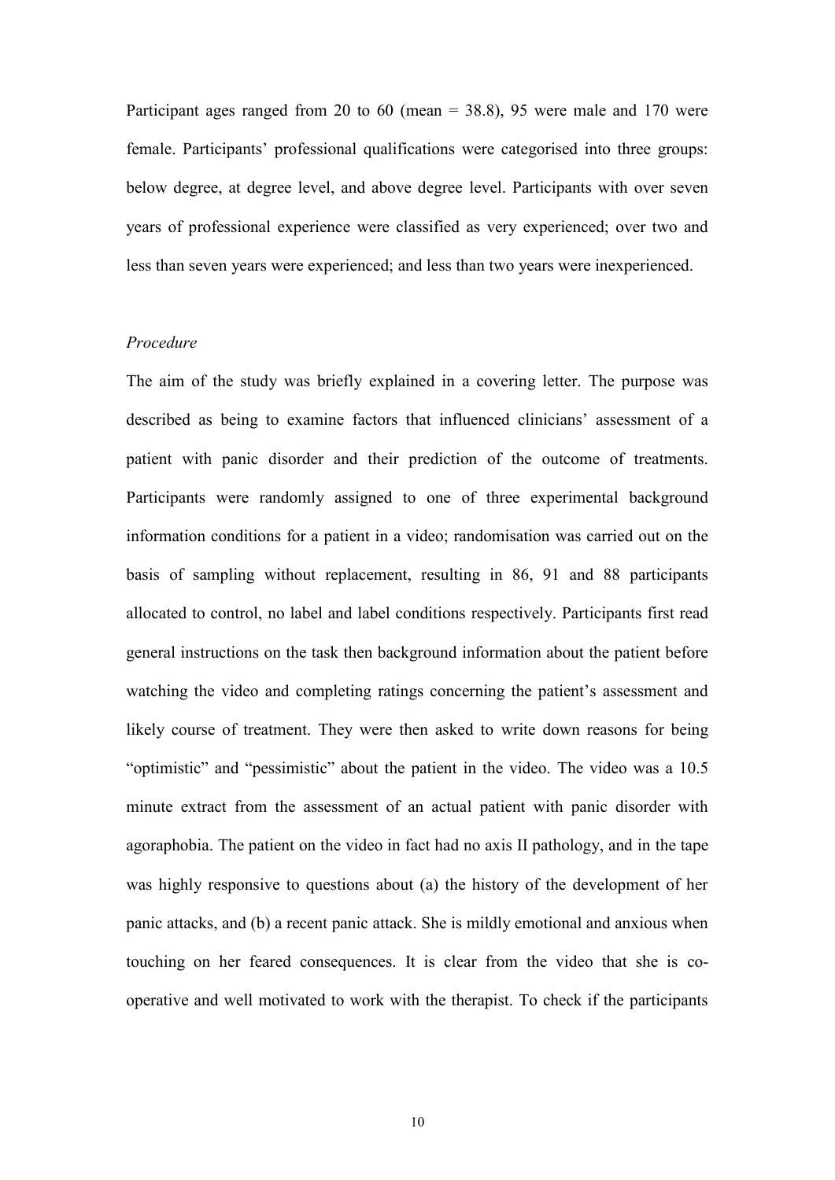Participant ages ranged from 20 to 60 (mean = 38.8), 95 were male and 170 were female. Participants' professional qualifications were categorised into three groups: below degree, at degree level, and above degree level. Participants with over seven years of professional experience were classified as very experienced; over two and less than seven years were experienced; and less than two years were inexperienced.

*Procedure*

The aim of the study was briefly explained in a covering letter. The purpose was described as being to examine factors that influenced clinicians' assessment of a patient with panic disorder and their prediction of the outcome of treatments. Participants were randomly assigned to one of three experimental background information conditions for a patient in a video; randomisation was carried out on the basis of sampling without replacement, resulting in 86, 91 and 88 participants allocated to control, no label and label conditions respectively. Participants first read general instructions on the task then background information about the patient before watching the video and completing ratings concerning the patient's assessment and likely course of treatment. They were then asked to write down reasons for being "optimistic" and "pessimistic" about the patient in the video. The video was a 10.5 minute extract from the assessment of an actual patient with panic disorder with agoraphobia. The patient on the video in fact had no axis II pathology, and in the tape was highly responsive to questions about (a) the history of the development of her panic attacks, and (b) a recent panic attack. She is mildly emotional and anxious when touching on her feared consequences. It is clear from the video that she is co-operative and well motivated to work with the therapist. To check if the participants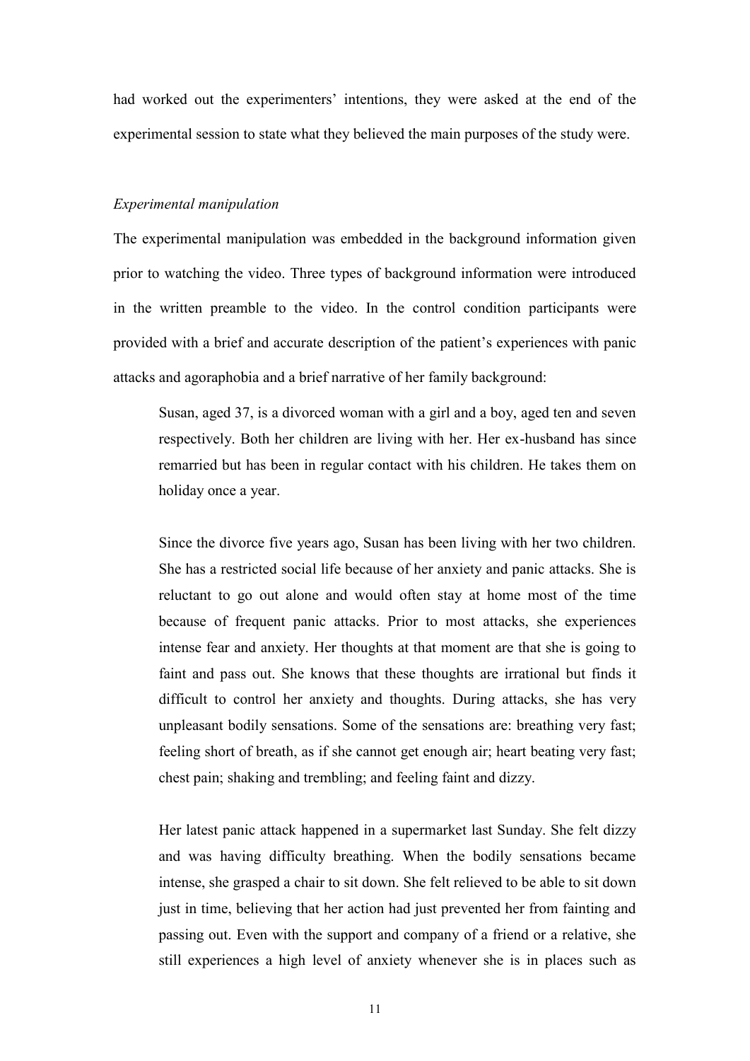had worked out the experimenters' intentions, they were asked at the end of the experimental session to state what they believed the main purposes of the study were.

*Experimental manipulation*

The experimental manipulation was embedded in the background information given prior to watching the video. Three types of background information were introduced in the written preamble to the video. In the control condition participants were provided with a brief and accurate description of the patient's experiences with panic attacks and agoraphobia and a brief narrative of her family background:

> Susan, aged 37, is a divorced woman with a girl and a boy, aged ten and seven respectively. Both her children are living with her. Her ex-husband has since remarried but has been in regular contact with his children. He takes them on holiday once a year.
>
> Since the divorce five years ago, Susan has been living with her two children. She has a restricted social life because of her anxiety and panic attacks. She is reluctant to go out alone and would often stay at home most of the time because of frequent panic attacks. Prior to most attacks, she experiences intense fear and anxiety. Her thoughts at that moment are that she is going to faint and pass out. She knows that these thoughts are irrational but finds it difficult to control her anxiety and thoughts. During attacks, she has very unpleasant bodily sensations. Some of the sensations are: breathing very fast; feeling short of breath, as if she cannot get enough air; heart beating very fast; chest pain; shaking and trembling; and feeling faint and dizzy.
>
> Her latest panic attack happened in a supermarket last Sunday. She felt dizzy and was having difficulty breathing. When the bodily sensations became intense, she grasped a chair to sit down. She felt relieved to be able to sit down just in time, believing that her action had just prevented her from fainting and passing out. Even with the support and company of a friend or a relative, she still experiences a high level of anxiety whenever she is in places such as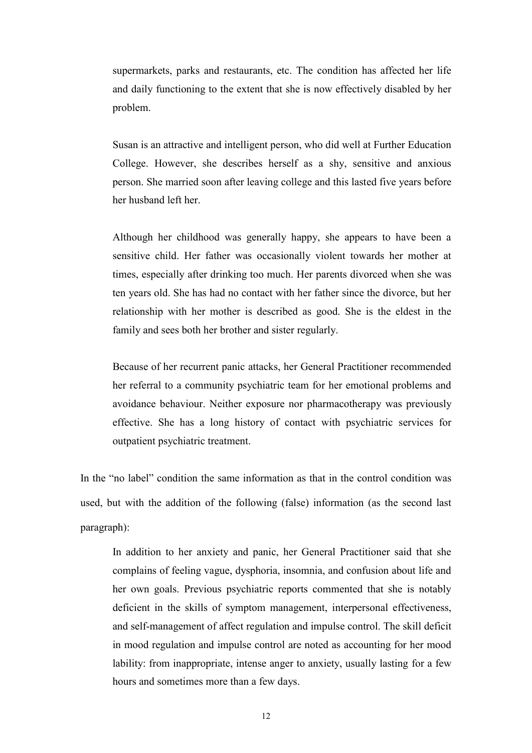> supermarkets, parks and restaurants, etc. The condition has affected her life and daily functioning to the extent that she is now effectively disabled by her problem.
>
> Susan is an attractive and intelligent person, who did well at Further Education College. However, she describes herself as a shy, sensitive and anxious person. She married soon after leaving college and this lasted five years before her husband left her.
>
> Although her childhood was generally happy, she appears to have been a sensitive child. Her father was occasionally violent towards her mother at times, especially after drinking too much. Her parents divorced when she was ten years old. She has had no contact with her father since the divorce, but her relationship with her mother is described as good. She is the eldest in the family and sees both her brother and sister regularly.
>
> Because of her recurrent panic attacks, her General Practitioner recommended her referral to a community psychiatric team for her emotional problems and avoidance behaviour. Neither exposure nor pharmacotherapy was previously effective. She has a long history of contact with psychiatric services for outpatient psychiatric treatment.

In the "no label" condition the same information as that in the control condition was used, but with the addition of the following (false) information (as the second last paragraph):

> In addition to her anxiety and panic, her General Practitioner said that she complains of feeling vague, dysphoria, insomnia, and confusion about life and her own goals. Previous psychiatric reports commented that she is notably deficient in the skills of symptom management, interpersonal effectiveness, and self-management of affect regulation and impulse control. The skill deficit in mood regulation and impulse control are noted as accounting for her mood lability: from inappropriate, intense anger to anxiety, usually lasting for a few hours and sometimes more than a few days.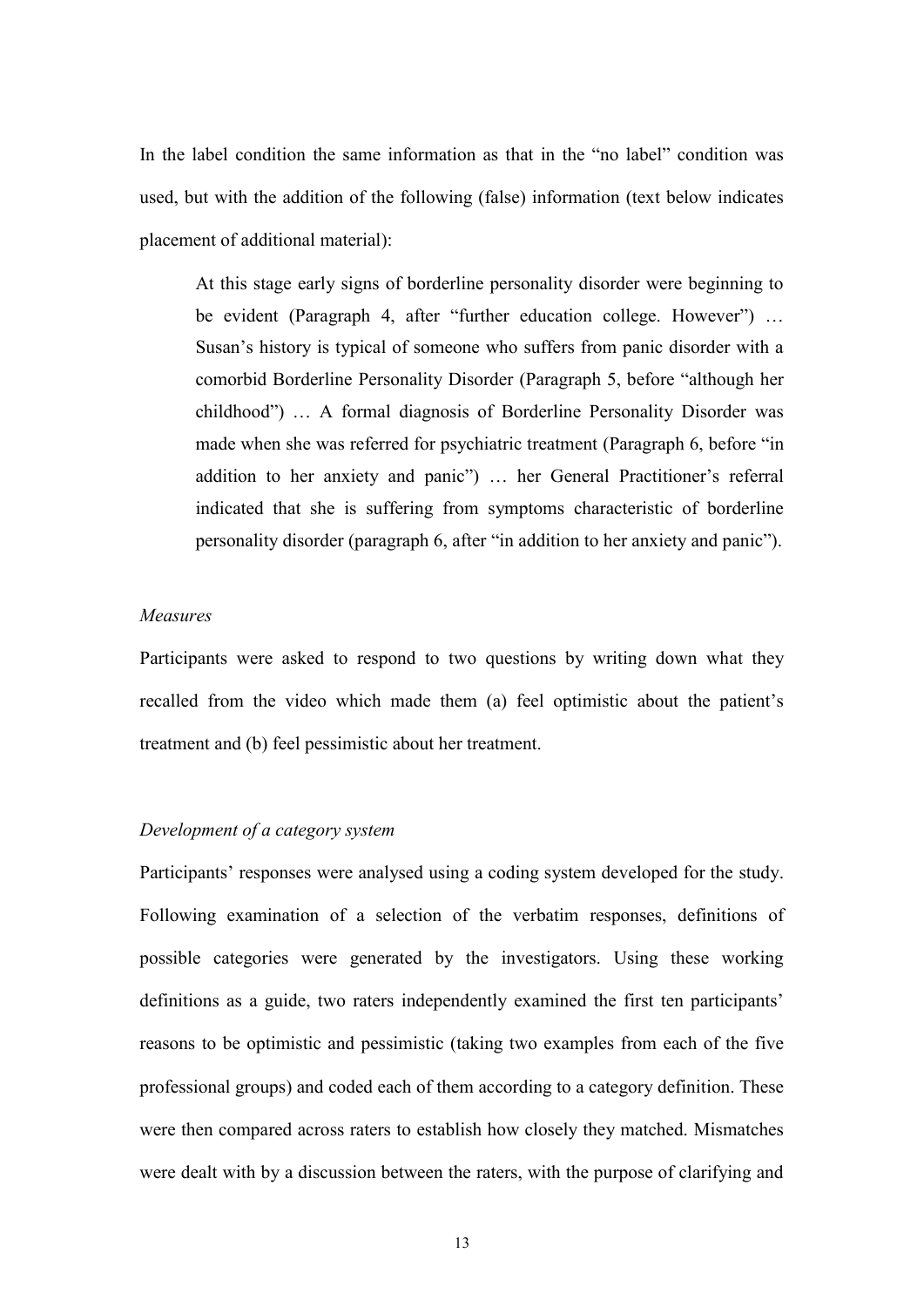In the label condition the same information as that in the "no label" condition was used, but with the addition of the following (false) information (text below indicates placement of additional material):

> At this stage early signs of borderline personality disorder were beginning to be evident (Paragraph 4, after "further education college. However") … Susan's history is typical of someone who suffers from panic disorder with a comorbid Borderline Personality Disorder (Paragraph 5, before "although her childhood") … A formal diagnosis of Borderline Personality Disorder was made when she was referred for psychiatric treatment (Paragraph 6, before "in addition to her anxiety and panic") … her General Practitioner's referral indicated that she is suffering from symptoms characteristic of borderline personality disorder (paragraph 6, after "in addition to her anxiety and panic").

*Measures*

Participants were asked to respond to two questions by writing down what they recalled from the video which made them (a) feel optimistic about the patient's treatment and (b) feel pessimistic about her treatment.

*Development of a category system*

Participants' responses were analysed using a coding system developed for the study. Following examination of a selection of the verbatim responses, definitions of possible categories were generated by the investigators. Using these working definitions as a guide, two raters independently examined the first ten participants' reasons to be optimistic and pessimistic (taking two examples from each of the five professional groups) and coded each of them according to a category definition. These were then compared across raters to establish how closely they matched. Mismatches were dealt with by a discussion between the raters, with the purpose of clarifying and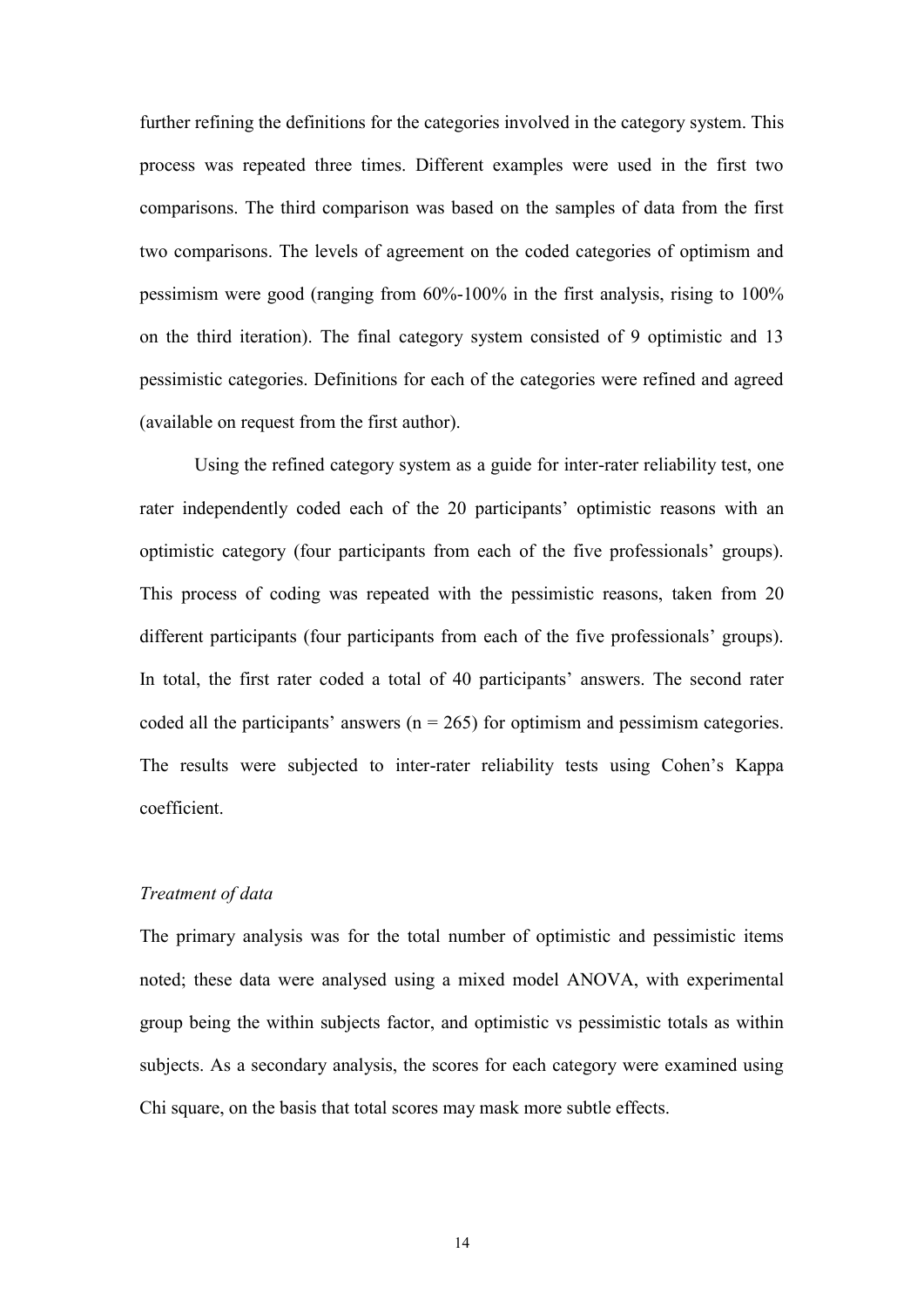further refining the definitions for the categories involved in the category system. This process was repeated three times. Different examples were used in the first two comparisons. The third comparison was based on the samples of data from the first two comparisons. The levels of agreement on the coded categories of optimism and pessimism were good (ranging from 60%-100% in the first analysis, rising to 100% on the third iteration). The final category system consisted of 9 optimistic and 13 pessimistic categories. Definitions for each of the categories were refined and agreed (available on request from the first author).

Using the refined category system as a guide for inter-rater reliability test, one rater independently coded each of the 20 participants' optimistic reasons with an optimistic category (four participants from each of the five professionals' groups). This process of coding was repeated with the pessimistic reasons, taken from 20 different participants (four participants from each of the five professionals' groups). In total, the first rater coded a total of 40 participants' answers. The second rater coded all the participants' answers ($n = 265$) for optimism and pessimism categories. The results were subjected to inter-rater reliability tests using Cohen's Kappa coefficient.

*Treatment of data*

The primary analysis was for the total number of optimistic and pessimistic items noted; these data were analysed using a mixed model ANOVA, with experimental group being the within subjects factor, and optimistic vs pessimistic totals as within subjects. As a secondary analysis, the scores for each category were examined using Chi square, on the basis that total scores may mask more subtle effects.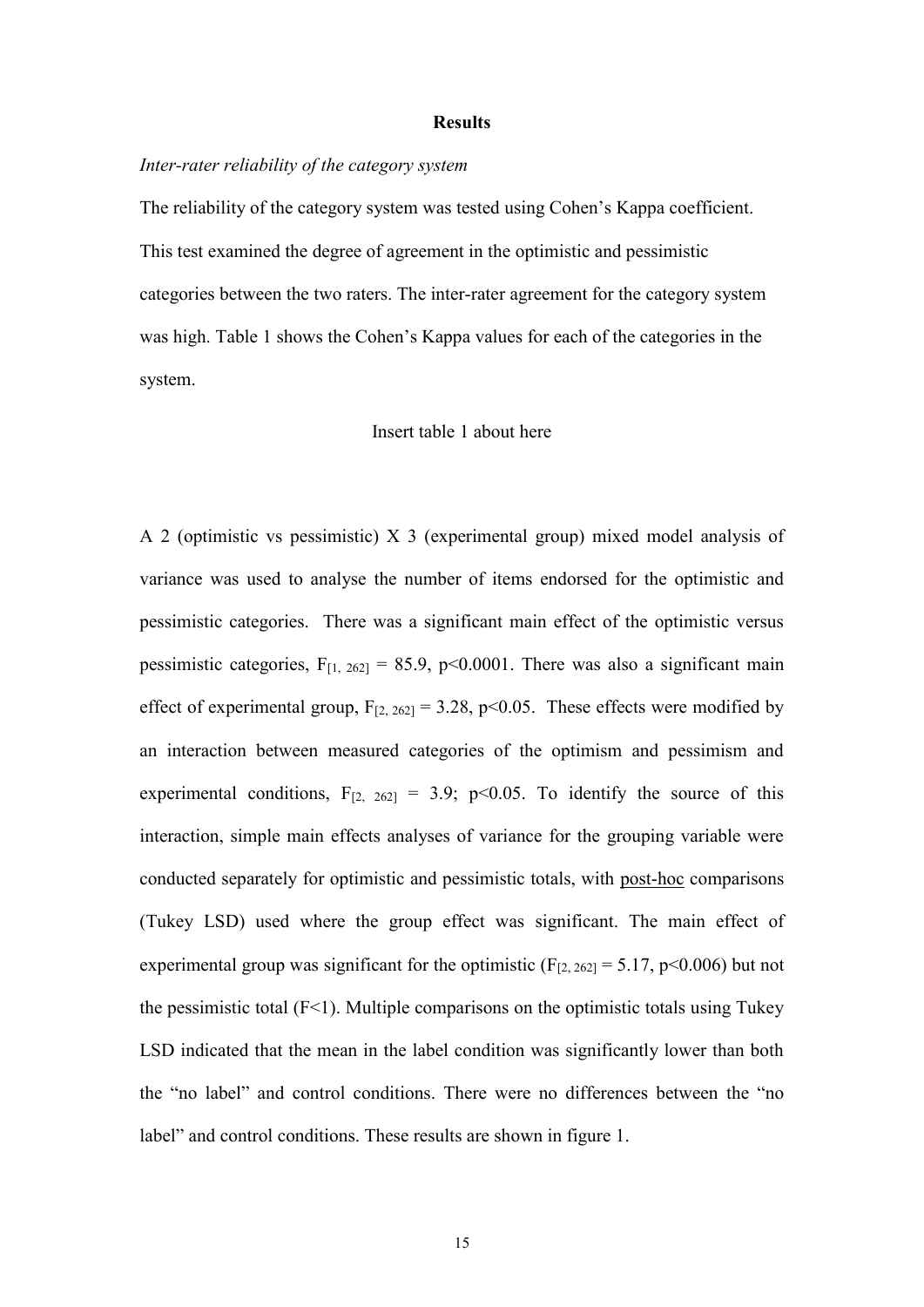## Results

*Inter-rater reliability of the category system*

The reliability of the category system was tested using Cohen's Kappa coefficient. This test examined the degree of agreement in the optimistic and pessimistic categories between the two raters. The inter-rater agreement for the category system was high. Table 1 shows the Cohen's Kappa values for each of the categories in the system.

Insert table 1 about here

A 2 (optimistic vs pessimistic) X 3 (experimental group) mixed model analysis of variance was used to analyse the number of items endorsed for the optimistic and pessimistic categories. There was a significant main effect of the optimistic versus pessimistic categories, $F_{[1, 262]} = 85.9$, $p<0.0001$. There was also a significant main effect of experimental group, $F_{[2, 262]} = 3.28$, $p<0.05$. These effects were modified by an interaction between measured categories of the optimism and pessimism and experimental conditions, $F_{[2, 262]} = 3.9$; $p<0.05$. To identify the source of this interaction, simple main effects analyses of variance for the grouping variable were conducted separately for optimistic and pessimistic totals, with post-hoc comparisons (Tukey LSD) used where the group effect was significant. The main effect of experimental group was significant for the optimistic ($F_{[2, 262]} = 5.17$, $p<0.006$) but not the pessimistic total ($F<1$). Multiple comparisons on the optimistic totals using Tukey LSD indicated that the mean in the label condition was significantly lower than both the "no label" and control conditions. There were no differences between the "no label" and control conditions. These results are shown in figure 1.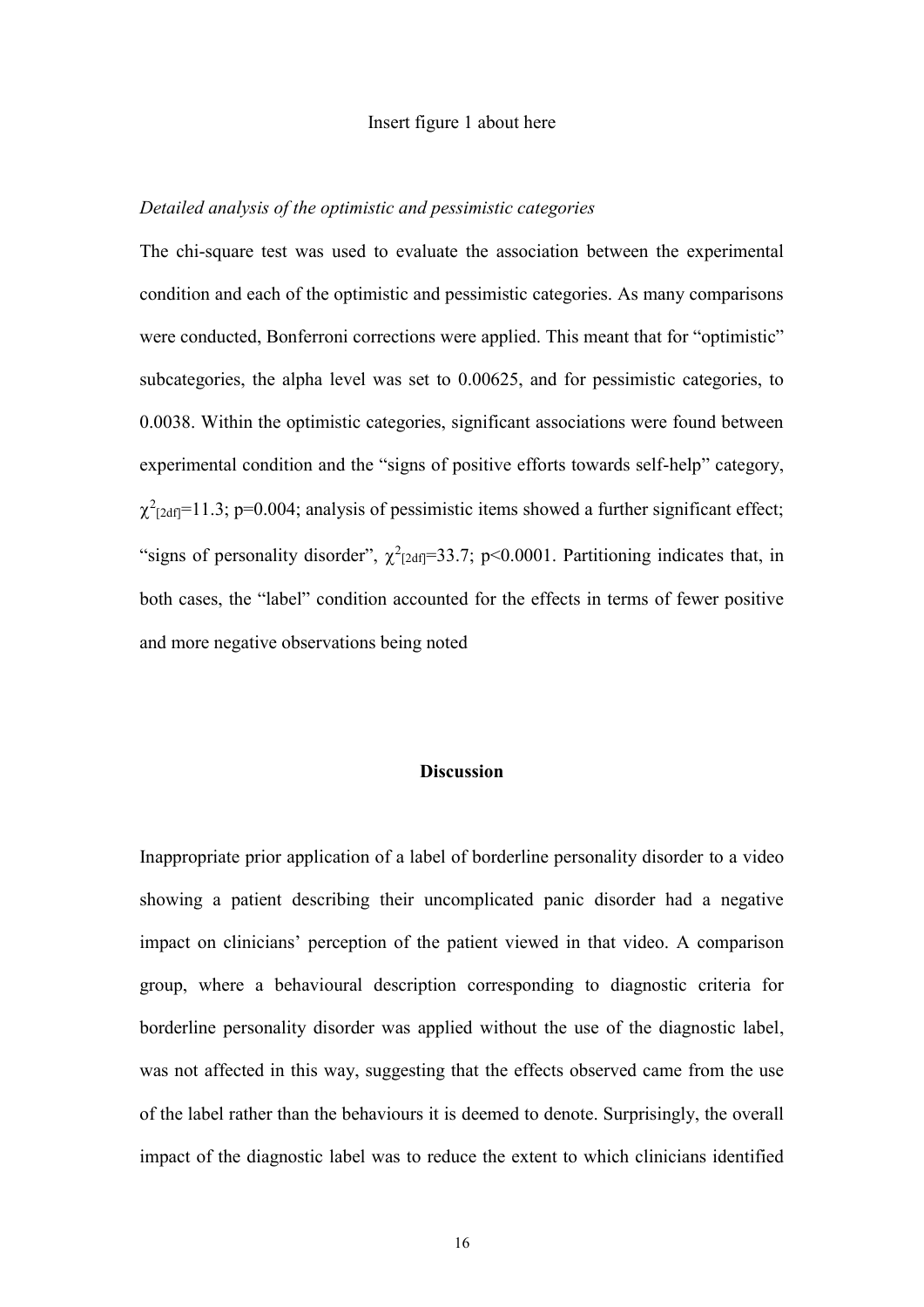Insert figure 1 about here

*Detailed analysis of the optimistic and pessimistic categories*

The chi-square test was used to evaluate the association between the experimental condition and each of the optimistic and pessimistic categories. As many comparisons were conducted, Bonferroni corrections were applied. This meant that for "optimistic" subcategories, the alpha level was set to 0.00625, and for pessimistic categories, to 0.0038. Within the optimistic categories, significant associations were found between experimental condition and the "signs of positive efforts towards self-help" category, $\chi^2_{[2df]}=11.3$; $p=0.004$; analysis of pessimistic items showed a further significant effect; "signs of personality disorder", $\chi^2_{[2df]}=33.7$; $p<0.0001$. Partitioning indicates that, in both cases, the "label" condition accounted for the effects in terms of fewer positive and more negative observations being noted

## Discussion

Inappropriate prior application of a label of borderline personality disorder to a video showing a patient describing their uncomplicated panic disorder had a negative impact on clinicians' perception of the patient viewed in that video. A comparison group, where a behavioural description corresponding to diagnostic criteria for borderline personality disorder was applied without the use of the diagnostic label, was not affected in this way, suggesting that the effects observed came from the use of the label rather than the behaviours it is deemed to denote. Surprisingly, the overall impact of the diagnostic label was to reduce the extent to which clinicians identified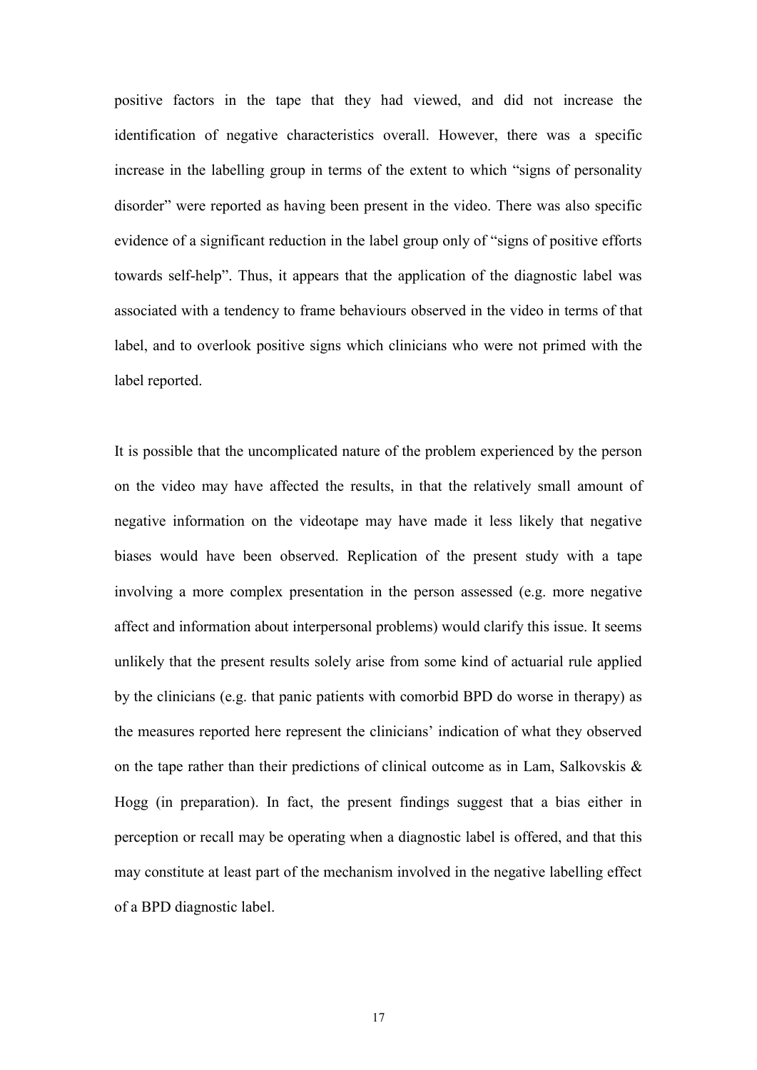positive factors in the tape that they had viewed, and did not increase the identification of negative characteristics overall. However, there was a specific increase in the labelling group in terms of the extent to which "signs of personality disorder" were reported as having been present in the video. There was also specific evidence of a significant reduction in the label group only of "signs of positive efforts towards self-help". Thus, it appears that the application of the diagnostic label was associated with a tendency to frame behaviours observed in the video in terms of that label, and to overlook positive signs which clinicians who were not primed with the label reported.

It is possible that the uncomplicated nature of the problem experienced by the person on the video may have affected the results, in that the relatively small amount of negative information on the videotape may have made it less likely that negative biases would have been observed. Replication of the present study with a tape involving a more complex presentation in the person assessed (e.g. more negative affect and information about interpersonal problems) would clarify this issue. It seems unlikely that the present results solely arise from some kind of actuarial rule applied by the clinicians (e.g. that panic patients with comorbid BPD do worse in therapy) as the measures reported here represent the clinicians' indication of what they observed on the tape rather than their predictions of clinical outcome as in Lam, Salkovskis & Hogg (in preparation). In fact, the present findings suggest that a bias either in perception or recall may be operating when a diagnostic label is offered, and that this may constitute at least part of the mechanism involved in the negative labelling effect of a BPD diagnostic label.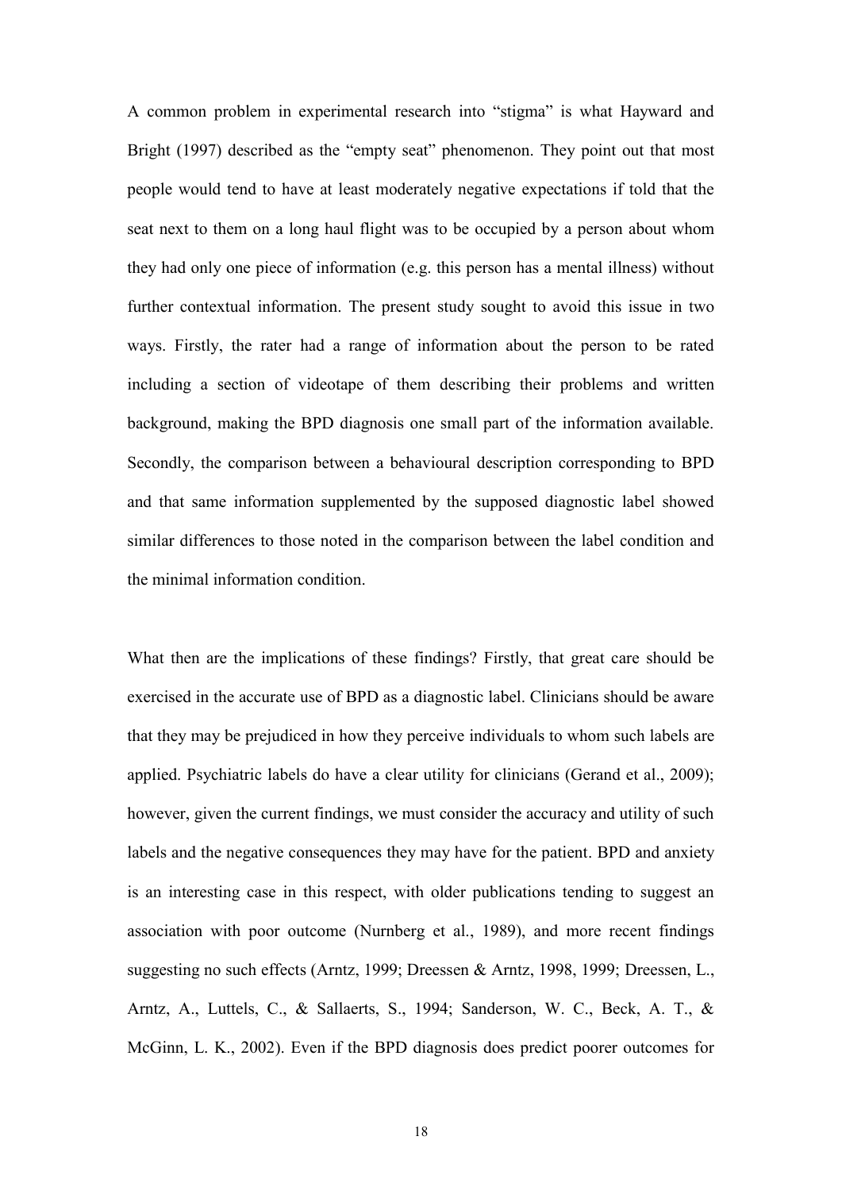A common problem in experimental research into "stigma" is what Hayward and Bright (1997) described as the "empty seat" phenomenon. They point out that most people would tend to have at least moderately negative expectations if told that the seat next to them on a long haul flight was to be occupied by a person about whom they had only one piece of information (e.g. this person has a mental illness) without further contextual information. The present study sought to avoid this issue in two ways. Firstly, the rater had a range of information about the person to be rated including a section of videotape of them describing their problems and written background, making the BPD diagnosis one small part of the information available. Secondly, the comparison between a behavioural description corresponding to BPD and that same information supplemented by the supposed diagnostic label showed similar differences to those noted in the comparison between the label condition and the minimal information condition.

What then are the implications of these findings? Firstly, that great care should be exercised in the accurate use of BPD as a diagnostic label. Clinicians should be aware that they may be prejudiced in how they perceive individuals to whom such labels are applied. Psychiatric labels do have a clear utility for clinicians (Gerand et al., 2009); however, given the current findings, we must consider the accuracy and utility of such labels and the negative consequences they may have for the patient. BPD and anxiety is an interesting case in this respect, with older publications tending to suggest an association with poor outcome (Nurnberg et al., 1989), and more recent findings suggesting no such effects (Arntz, 1999; Dreessen & Arntz, 1998, 1999; Dreessen, L., Arntz, A., Luttels, C., & Sallaerts, S., 1994; Sanderson, W. C., Beck, A. T., & McGinn, L. K., 2002). Even if the BPD diagnosis does predict poorer outcomes for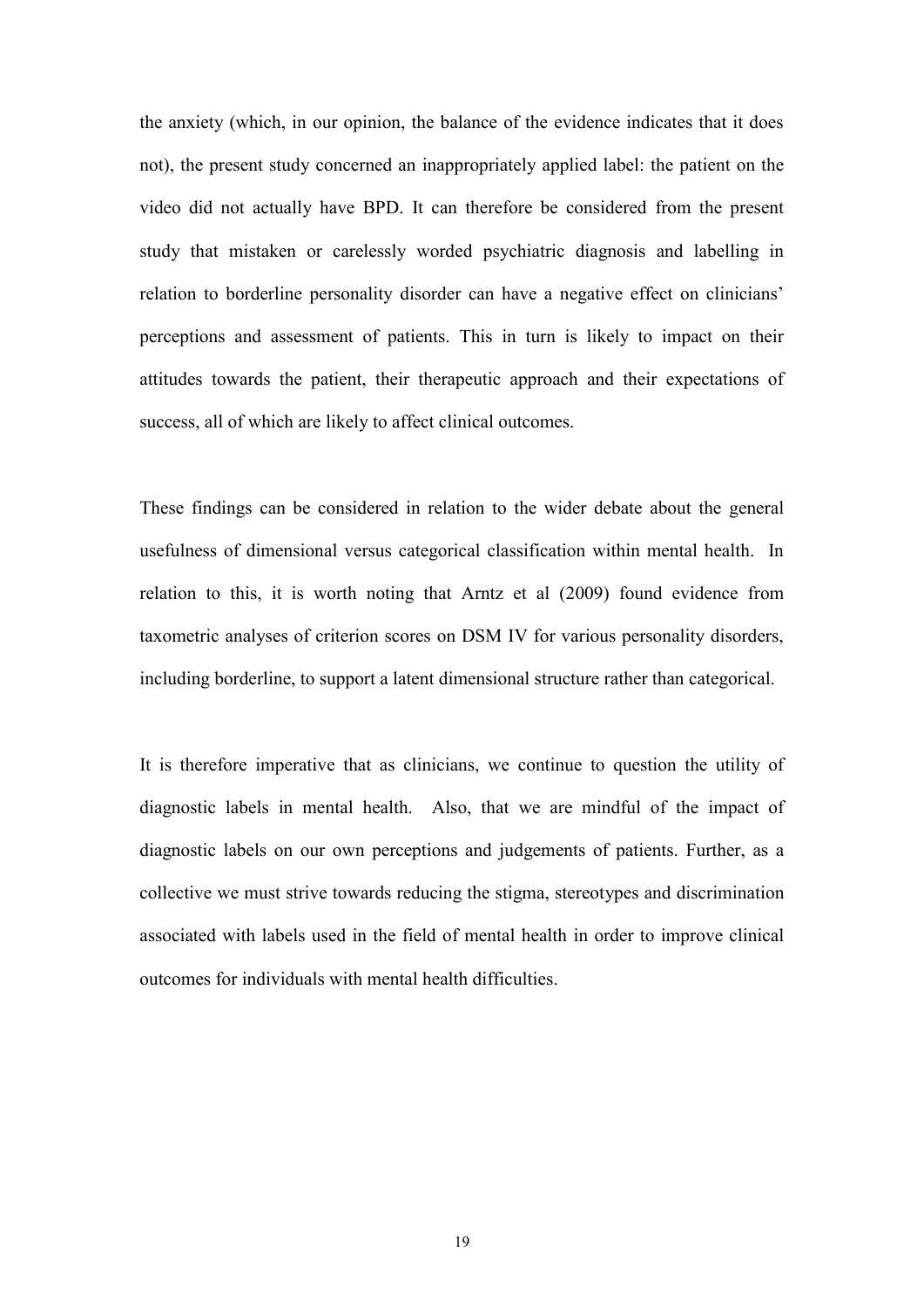the anxiety (which, in our opinion, the balance of the evidence indicates that it does not), the present study concerned an inappropriately applied label: the patient on the video did not actually have BPD. It can therefore be considered from the present study that mistaken or carelessly worded psychiatric diagnosis and labelling in relation to borderline personality disorder can have a negative effect on clinicians' perceptions and assessment of patients. This in turn is likely to impact on their attitudes towards the patient, their therapeutic approach and their expectations of success, all of which are likely to affect clinical outcomes.

These findings can be considered in relation to the wider debate about the general usefulness of dimensional versus categorical classification within mental health. In relation to this, it is worth noting that Arntz et al (2009) found evidence from taxometric analyses of criterion scores on DSM IV for various personality disorders, including borderline, to support a latent dimensional structure rather than categorical.

It is therefore imperative that as clinicians, we continue to question the utility of diagnostic labels in mental health. Also, that we are mindful of the impact of diagnostic labels on our own perceptions and judgements of patients. Further, as a collective we must strive towards reducing the stigma, stereotypes and discrimination associated with labels used in the field of mental health in order to improve clinical outcomes for individuals with mental health difficulties.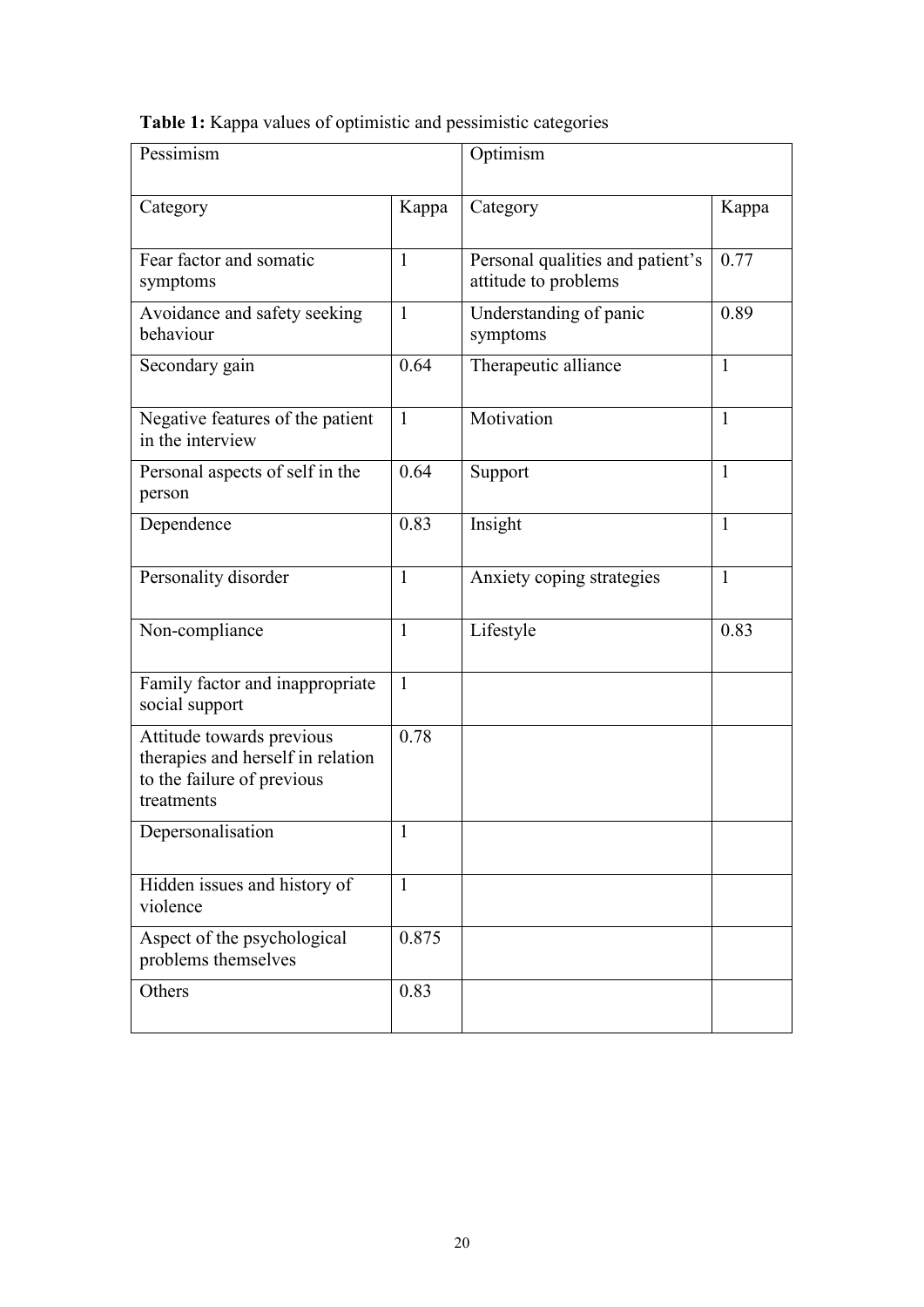**Table 1:** Kappa values of optimistic and pessimistic categories

| Pessimism | | Optimism | |
|---|---|---|---|
| Category | Kappa | Category | Kappa |
| Fear factor and somatic symptoms | 1 | Personal qualities and patient's attitude to problems | 0.77 |
| Avoidance and safety seeking behaviour | 1 | Understanding of panic symptoms | 0.89 |
| Secondary gain | 0.64 | Therapeutic alliance | 1 |
| Negative features of the patient in the interview | 1 | Motivation | 1 |
| Personal aspects of self in the person | 0.64 | Support | 1 |
| Dependence | 0.83 | Insight | 1 |
| Personality disorder | 1 | Anxiety coping strategies | 1 |
| Non-compliance | 1 | Lifestyle | 0.83 |
| Family factor and inappropriate social support | 1 | | |
| Attitude towards previous therapies and herself in relation to the failure of previous treatments | 0.78 | | |
| Depersonalisation | 1 | | |
| Hidden issues and history of violence | 1 | | |
| Aspect of the psychological problems themselves | 0.875 | | |
| Others | 0.83 | | |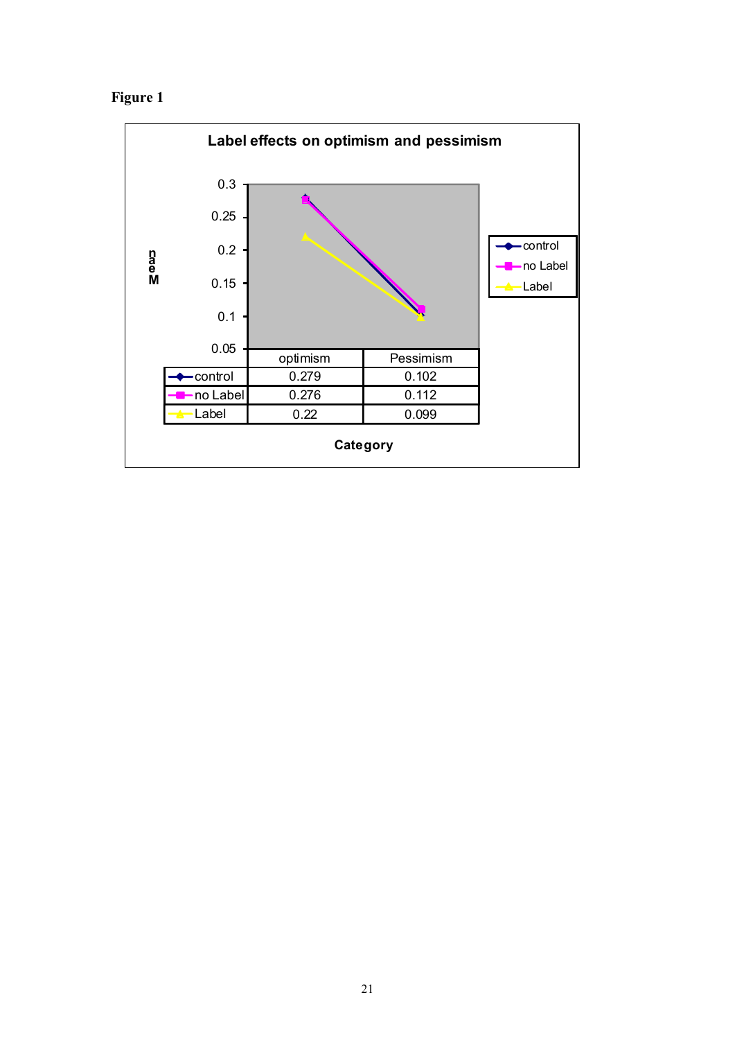**Figure 1**

**Label effects on optimism and pessimism**

| | optimism | Pessimism |
|---|---|---|
| control | 0.279 | 0.102 |
| no Label | 0.276 | 0.112 |
| Label | 0.22 | 0.099 |

Mean

**Category**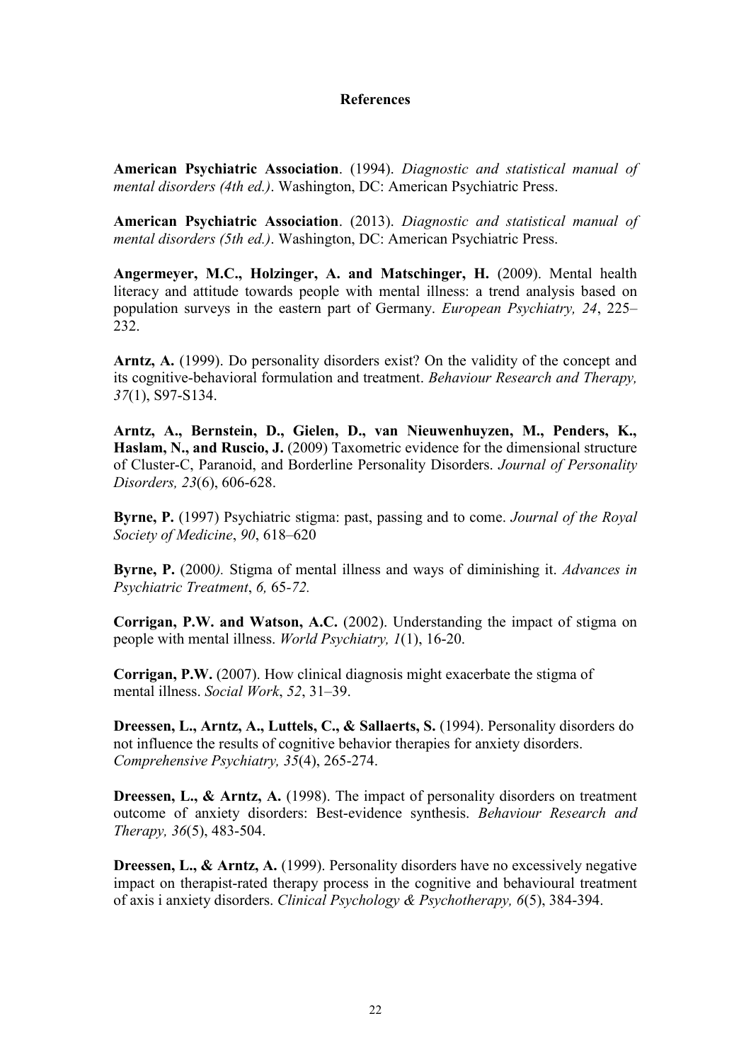## References

**American Psychiatric Association**. (1994). *Diagnostic and statistical manual of mental disorders (4th ed.)*. Washington, DC: American Psychiatric Press.

**American Psychiatric Association**. (2013). *Diagnostic and statistical manual of mental disorders (5th ed.)*. Washington, DC: American Psychiatric Press.

**Angermeyer, M.C., Holzinger, A. and Matschinger, H.** (2009). Mental health literacy and attitude towards people with mental illness: a trend analysis based on population surveys in the eastern part of Germany. *European Psychiatry, 24*, 225–232.

**Arntz, A.** (1999). Do personality disorders exist? On the validity of the concept and its cognitive-behavioral formulation and treatment. *Behaviour Research and Therapy, 37*(1), S97-S134.

**Arntz, A., Bernstein, D., Gielen, D., van Nieuwenhuyzen, M., Penders, K., Haslam, N., and Ruscio, J.** (2009) Taxometric evidence for the dimensional structure of Cluster-C, Paranoid, and Borderline Personality Disorders. *Journal of Personality Disorders, 23*(6), 606-628.

**Byrne, P.** (1997) Psychiatric stigma: past, passing and to come. *Journal of the Royal Society of Medicine*, *90*, 618–620

**Byrne, P.** (2000*).* Stigma of mental illness and ways of diminishing it. *Advances in Psychiatric Treatment*, *6,* 65-*72.*

**Corrigan, P.W. and Watson, A.C.** (2002). Understanding the impact of stigma on people with mental illness. *World Psychiatry, 1*(1), 16-20.

**Corrigan, P.W.** (2007). How clinical diagnosis might exacerbate the stigma of mental illness. *Social Work*, *52*, 31–39.

**Dreessen, L., Arntz, A., Luttels, C., & Sallaerts, S.** (1994). Personality disorders do not influence the results of cognitive behavior therapies for anxiety disorders. *Comprehensive Psychiatry, 35*(4), 265-274.

**Dreessen, L., & Arntz, A.** (1998). The impact of personality disorders on treatment outcome of anxiety disorders: Best-evidence synthesis. *Behaviour Research and Therapy, 36*(5), 483-504.

**Dreessen, L., & Arntz, A.** (1999). Personality disorders have no excessively negative impact on therapist-rated therapy process in the cognitive and behavioural treatment of axis i anxiety disorders. *Clinical Psychology & Psychotherapy, 6*(5), 384-394.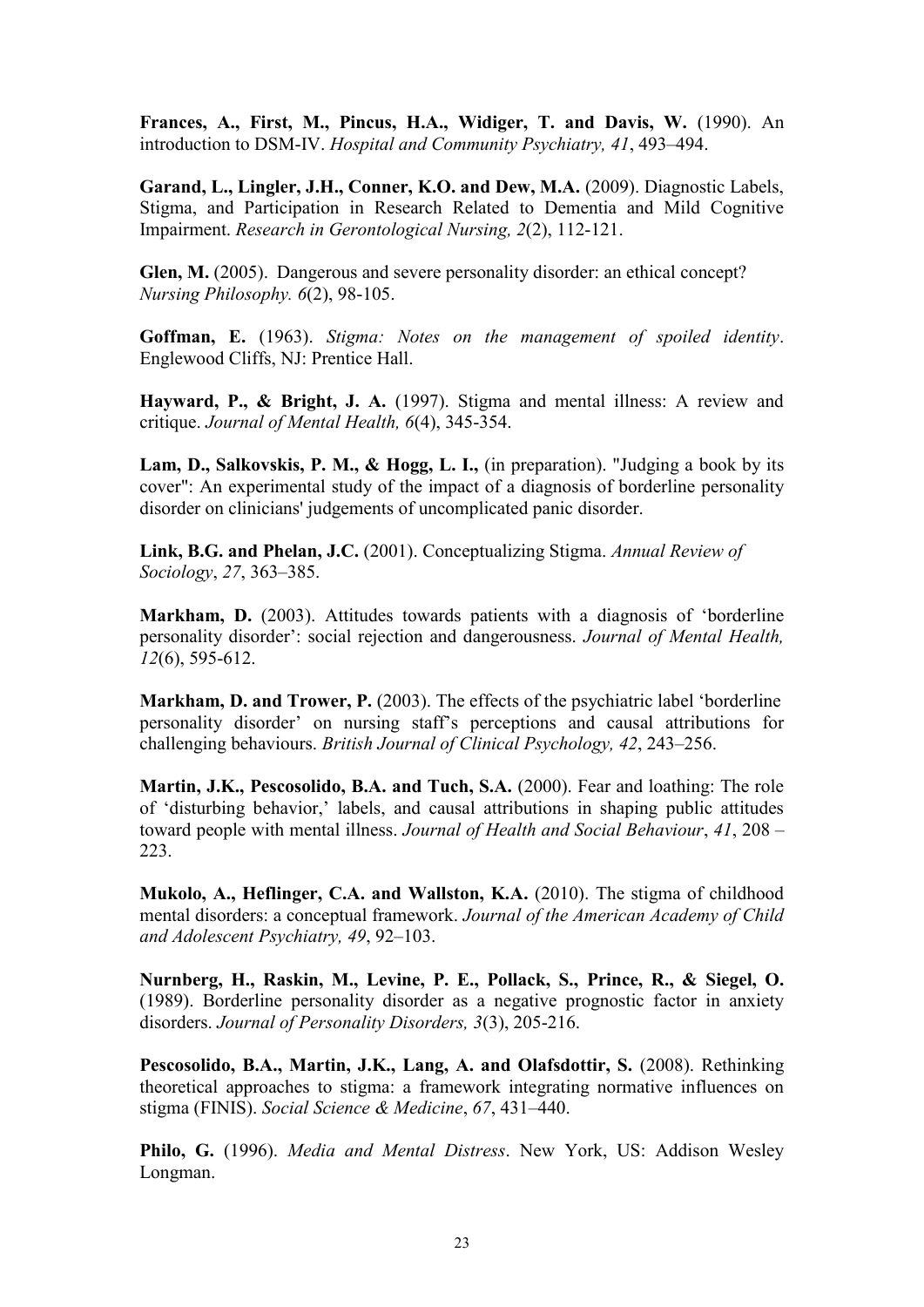**Frances, A., First, M., Pincus, H.A., Widiger, T. and Davis, W.** (1990). An introduction to DSM-IV. *Hospital and Community Psychiatry, 41*, 493–494.

**Garand, L., Lingler, J.H., Conner, K.O. and Dew, M.A.** (2009). Diagnostic Labels, Stigma, and Participation in Research Related to Dementia and Mild Cognitive Impairment. *Research in Gerontological Nursing, 2*(2), 112-121.

**Glen, M.** (2005). Dangerous and severe personality disorder: an ethical concept? *Nursing Philosophy. 6*(2), 98-105.

**Goffman, E.** (1963). *Stigma: Notes on the management of spoiled identity*. Englewood Cliffs, NJ: Prentice Hall.

**Hayward, P., & Bright, J. A.** (1997). Stigma and mental illness: A review and critique. *Journal of Mental Health, 6*(4), 345-354.

**Lam, D., Salkovskis, P. M., & Hogg, L. I.,** (in preparation). "Judging a book by its cover": An experimental study of the impact of a diagnosis of borderline personality disorder on clinicians' judgements of uncomplicated panic disorder.

**Link, B.G. and Phelan, J.C.** (2001). Conceptualizing Stigma. *Annual Review of Sociology*, *27*, 363–385.

**Markham, D.** (2003). Attitudes towards patients with a diagnosis of 'borderline personality disorder': social rejection and dangerousness. *Journal of Mental Health, 12*(6), 595-612.

**Markham, D. and Trower, P.** (2003). The effects of the psychiatric label 'borderline personality disorder' on nursing staff's perceptions and causal attributions for challenging behaviours. *British Journal of Clinical Psychology, 42*, 243–256.

**Martin, J.K., Pescosolido, B.A. and Tuch, S.A.** (2000). Fear and loathing: The role of 'disturbing behavior,' labels, and causal attributions in shaping public attitudes toward people with mental illness. *Journal of Health and Social Behaviour*, *41*, 208 – 223.

**Mukolo, A., Heflinger, C.A. and Wallston, K.A.** (2010). The stigma of childhood mental disorders: a conceptual framework. *Journal of the American Academy of Child and Adolescent Psychiatry, 49*, 92–103.

**Nurnberg, H., Raskin, M., Levine, P. E., Pollack, S., Prince, R., & Siegel, O.** (1989). Borderline personality disorder as a negative prognostic factor in anxiety disorders. *Journal of Personality Disorders, 3*(3), 205-216.

**Pescosolido, B.A., Martin, J.K., Lang, A. and Olafsdottir, S.** (2008). Rethinking theoretical approaches to stigma: a framework integrating normative influences on stigma (FINIS). *Social Science & Medicine*, *67*, 431–440.

**Philo, G.** (1996). *Media and Mental Distress*. New York, US: Addison Wesley Longman.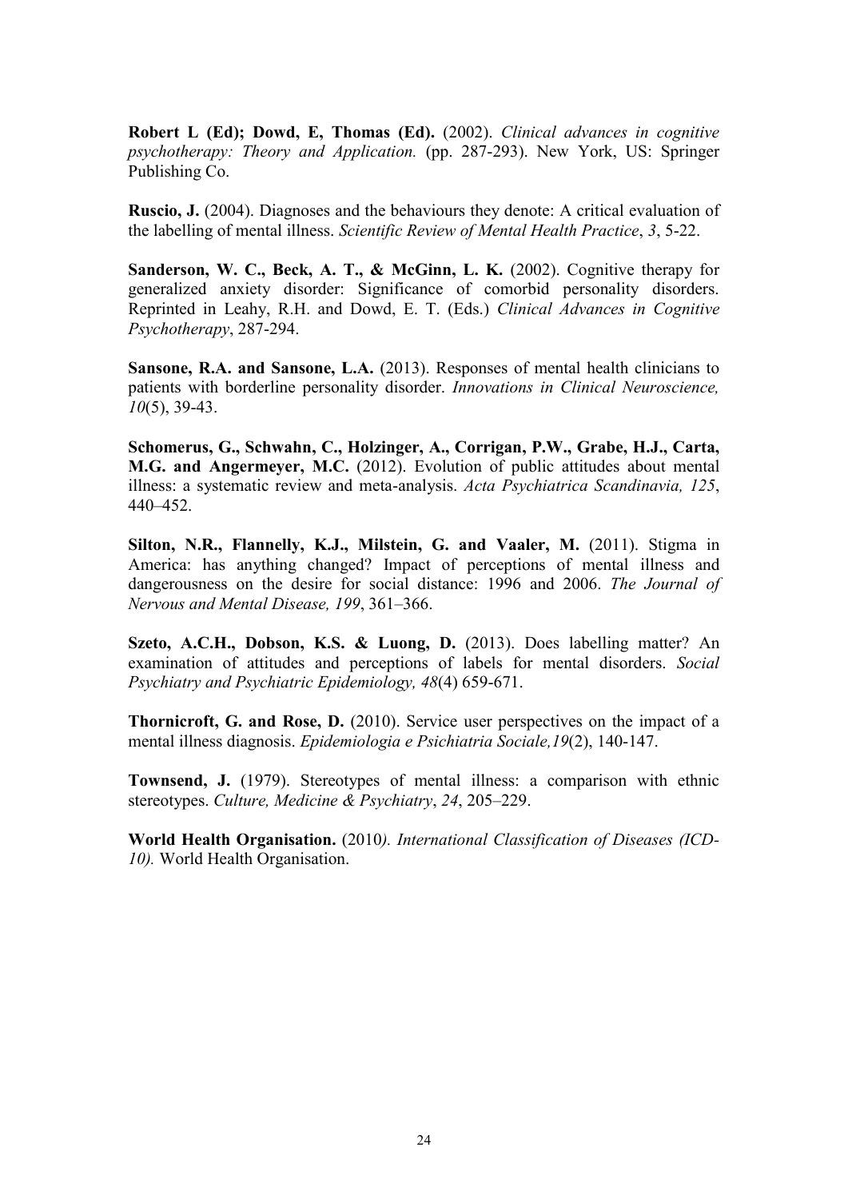**Robert L (Ed); Dowd, E, Thomas (Ed).** (2002). *Clinical advances in cognitive psychotherapy: Theory and Application.* (pp. 287-293). New York, US: Springer Publishing Co.

**Ruscio, J.** (2004). Diagnoses and the behaviours they denote: A critical evaluation of the labelling of mental illness. *Scientific Review of Mental Health Practice*, *3*, 5-22.

**Sanderson, W. C., Beck, A. T., & McGinn, L. K.** (2002). Cognitive therapy for generalized anxiety disorder: Significance of comorbid personality disorders. Reprinted in Leahy, R.H. and Dowd, E. T. (Eds.) *Clinical Advances in Cognitive Psychotherapy*, 287-294.

**Sansone, R.A. and Sansone, L.A.** (2013). Responses of mental health clinicians to patients with borderline personality disorder. *Innovations in Clinical Neuroscience, 10*(5), 39-43.

**Schomerus, G., Schwahn, C., Holzinger, A., Corrigan, P.W., Grabe, H.J., Carta, M.G. and Angermeyer, M.C.** (2012). Evolution of public attitudes about mental illness: a systematic review and meta-analysis. *Acta Psychiatrica Scandinavia, 125*, 440–452.

**Silton, N.R., Flannelly, K.J., Milstein, G. and Vaaler, M.** (2011). Stigma in America: has anything changed? Impact of perceptions of mental illness and dangerousness on the desire for social distance: 1996 and 2006. *The Journal of Nervous and Mental Disease, 199*, 361–366.

**Szeto, A.C.H., Dobson, K.S. & Luong, D.** (2013). Does labelling matter? An examination of attitudes and perceptions of labels for mental disorders. *Social Psychiatry and Psychiatric Epidemiology, 48*(4) 659-671.

**Thornicroft, G. and Rose, D.** (2010). Service user perspectives on the impact of a mental illness diagnosis. *Epidemiologia e Psichiatria Sociale,19*(2), 140-147.

**Townsend, J.** (1979). Stereotypes of mental illness: a comparison with ethnic stereotypes. *Culture, Medicine & Psychiatry*, *24*, 205–229.

**World Health Organisation.** (2010*). International Classification of Diseases (ICD-10).* World Health Organisation.